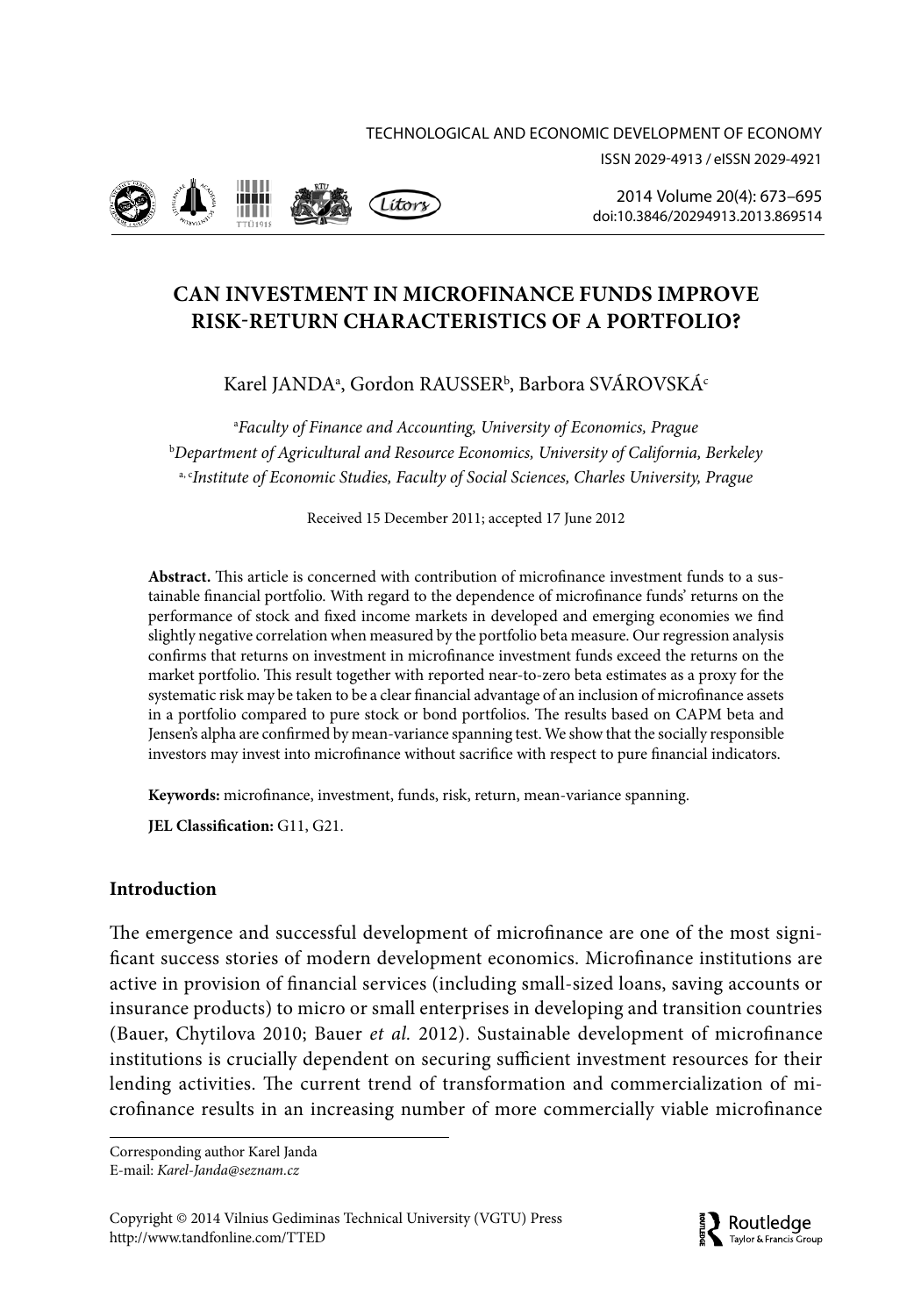# CAN INVESTMENT IN MICROFINANCE FUNDS IMPROVE RISK-RETURN CHARACTERISTICS OF A PORTFOLIO?

Karel JANDA[a], Gordon RAUSSER[b], Barbora SVÁROVSKÁ[c]

[a]*Faculty of Finance and Accounting, University of Economics, Prague*
[b]*Department of Agricultural and Resource Economics, University of California, Berkeley*
[a, c]*Institute of Economic Studies, Faculty of Social Sciences, Charles University, Prague*

Received 15 December 2011; accepted 17 June 2012

**Abstract.** This article is concerned with contribution of microfinance investment funds to a sustainable financial portfolio. With regard to the dependence of microfinance funds' returns on the performance of stock and fixed income markets in developed and emerging economies we find slightly negative correlation when measured by the portfolio beta measure. Our regression analysis confirms that returns on investment in microfinance investment funds exceed the returns on the market portfolio. This result together with reported near-to-zero beta estimates as a proxy for the systematic risk may be taken to be a clear financial advantage of an inclusion of microfinance assets in a portfolio compared to pure stock or bond portfolios. The results based on CAPM beta and Jensen's alpha are confirmed by mean-variance spanning test. We show that the socially responsible investors may invest into microfinance without sacrifice with respect to pure financial indicators.

**Keywords:** microfinance, investment, funds, risk, return, mean-variance spanning.

**JEL Classification:** G11, G21.

## Introduction

The emergence and successful development of microfinance are one of the most significant success stories of modern development economics. Microfinance institutions are active in provision of financial services (including small-sized loans, saving accounts or insurance products) to micro or small enterprises in developing and transition countries (Bauer, Chytilova 2010; Bauer *et al.* 2012). Sustainable development of microfinance institutions is crucially dependent on securing sufficient investment resources for their lending activities. The current trend of transformation and commercialization of microfinance results in an increasing number of more commercially viable microfinance

Corresponding author Karel Janda
E-mail: *Karel-Janda@seznam.cz*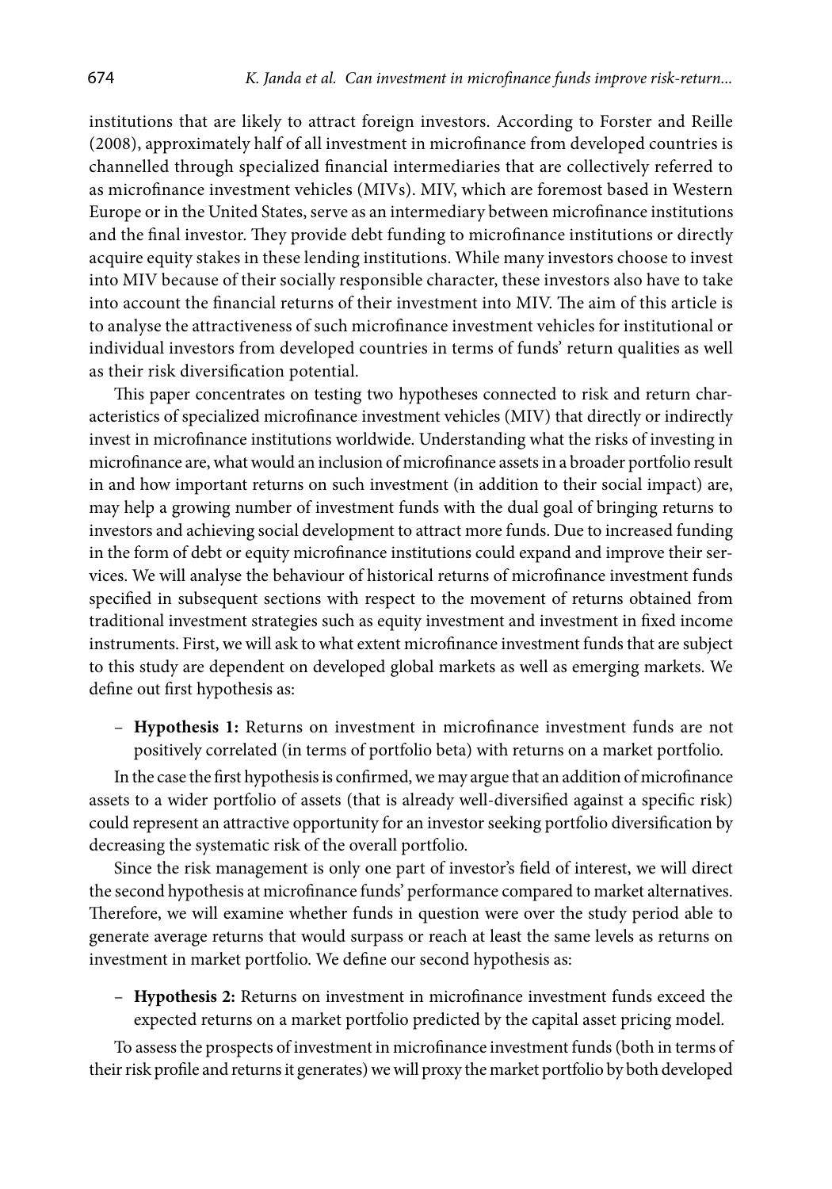institutions that are likely to attract foreign investors. According to Forster and Reille (2008), approximately half of all investment in microfinance from developed countries is channelled through specialized financial intermediaries that are collectively referred to as microfinance investment vehicles (MIVs). MIV, which are foremost based in Western Europe or in the United States, serve as an intermediary between microfinance institutions and the final investor. They provide debt funding to microfinance institutions or directly acquire equity stakes in these lending institutions. While many investors choose to invest into MIV because of their socially responsible character, these investors also have to take into account the financial returns of their investment into MIV. The aim of this article is to analyse the attractiveness of such microfinance investment vehicles for institutional or individual investors from developed countries in terms of funds' return qualities as well as their risk diversification potential.

This paper concentrates on testing two hypotheses connected to risk and return characteristics of specialized microfinance investment vehicles (MIV) that directly or indirectly invest in microfinance institutions worldwide. Understanding what the risks of investing in microfinance are, what would an inclusion of microfinance assets in a broader portfolio result in and how important returns on such investment (in addition to their social impact) are, may help a growing number of investment funds with the dual goal of bringing returns to investors and achieving social development to attract more funds. Due to increased funding in the form of debt or equity microfinance institutions could expand and improve their services. We will analyse the behaviour of historical returns of microfinance investment funds specified in subsequent sections with respect to the movement of returns obtained from traditional investment strategies such as equity investment and investment in fixed income instruments. First, we will ask to what extent microfinance investment funds that are subject to this study are dependent on developed global markets as well as emerging markets. We define out first hypothesis as:

- **Hypothesis 1:** Returns on investment in microfinance investment funds are not positively correlated (in terms of portfolio beta) with returns on a market portfolio.

In the case the first hypothesis is confirmed, we may argue that an addition of microfinance assets to a wider portfolio of assets (that is already well-diversified against a specific risk) could represent an attractive opportunity for an investor seeking portfolio diversification by decreasing the systematic risk of the overall portfolio.

Since the risk management is only one part of investor's field of interest, we will direct the second hypothesis at microfinance funds' performance compared to market alternatives. Therefore, we will examine whether funds in question were over the study period able to generate average returns that would surpass or reach at least the same levels as returns on investment in market portfolio. We define our second hypothesis as:

- **Hypothesis 2:** Returns on investment in microfinance investment funds exceed the expected returns on a market portfolio predicted by the capital asset pricing model.

To assess the prospects of investment in microfinance investment funds (both in terms of their risk profile and returns it generates) we will proxy the market portfolio by both developed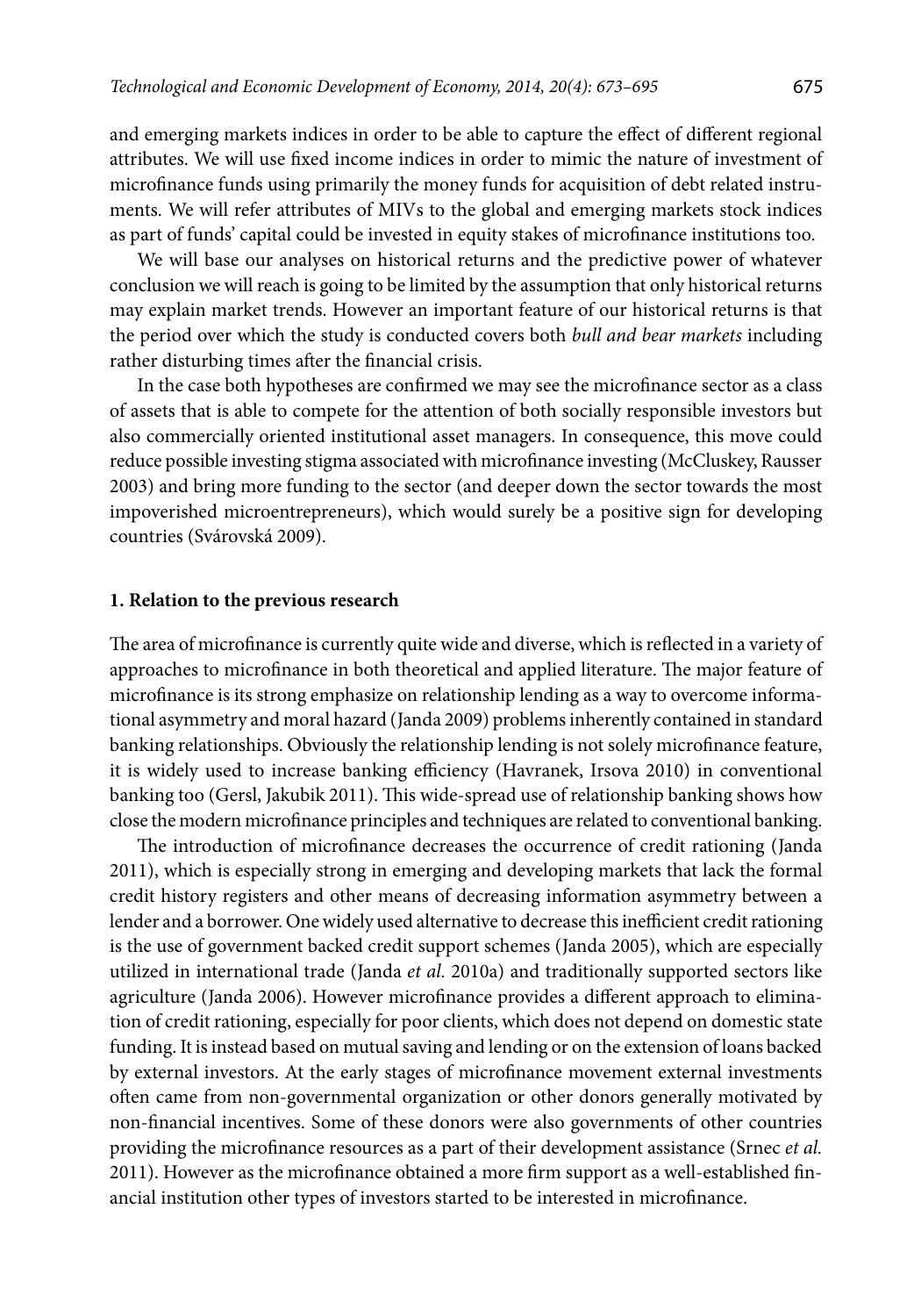and emerging markets indices in order to be able to capture the effect of different regional attributes. We will use fixed income indices in order to mimic the nature of investment of microfinance funds using primarily the money funds for acquisition of debt related instruments. We will refer attributes of MIVs to the global and emerging markets stock indices as part of funds' capital could be invested in equity stakes of microfinance institutions too.

We will base our analyses on historical returns and the predictive power of whatever conclusion we will reach is going to be limited by the assumption that only historical returns may explain market trends. However an important feature of our historical returns is that the period over which the study is conducted covers both *bull and bear markets* including rather disturbing times after the financial crisis.

In the case both hypotheses are confirmed we may see the microfinance sector as a class of assets that is able to compete for the attention of both socially responsible investors but also commercially oriented institutional asset managers. In consequence, this move could reduce possible investing stigma associated with microfinance investing (McCluskey, Rausser 2003) and bring more funding to the sector (and deeper down the sector towards the most impoverished microentrepreneurs), which would surely be a positive sign for developing countries (Svárovská 2009).

## 1. Relation to the previous research

The area of microfinance is currently quite wide and diverse, which is reflected in a variety of approaches to microfinance in both theoretical and applied literature. The major feature of microfinance is its strong emphasize on relationship lending as a way to overcome informational asymmetry and moral hazard (Janda 2009) problems inherently contained in standard banking relationships. Obviously the relationship lending is not solely microfinance feature, it is widely used to increase banking efficiency (Havranek, Irsova 2010) in conventional banking too (Gersl, Jakubik 2011). This wide-spread use of relationship banking shows how close the modern microfinance principles and techniques are related to conventional banking.

The introduction of microfinance decreases the occurrence of credit rationing (Janda 2011), which is especially strong in emerging and developing markets that lack the formal credit history registers and other means of decreasing information asymmetry between a lender and a borrower. One widely used alternative to decrease this inefficient credit rationing is the use of government backed credit support schemes (Janda 2005), which are especially utilized in international trade (Janda *et al.* 2010a) and traditionally supported sectors like agriculture (Janda 2006). However microfinance provides a different approach to elimination of credit rationing, especially for poor clients, which does not depend on domestic state funding. It is instead based on mutual saving and lending or on the extension of loans backed by external investors. At the early stages of microfinance movement external investments often came from non-governmental organization or other donors generally motivated by non-financial incentives. Some of these donors were also governments of other countries providing the microfinance resources as a part of their development assistance (Srnec *et al.* 2011). However as the microfinance obtained a more firm support as a well-established financial institution other types of investors started to be interested in microfinance.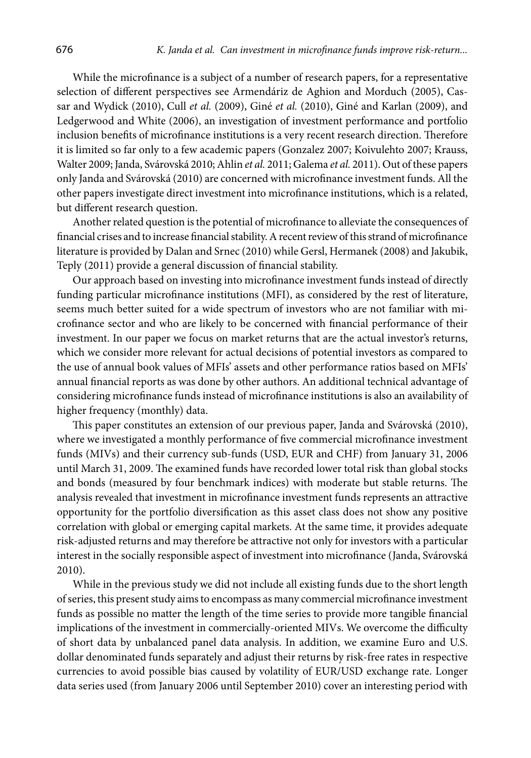While the microfinance is a subject of a number of research papers, for a representative selection of different perspectives see Armendáriz de Aghion and Morduch (2005), Cassar and Wydick (2010), Cull *et al.* (2009), Giné *et al.* (2010), Giné and Karlan (2009), and Ledgerwood and White (2006), an investigation of investment performance and portfolio inclusion benefits of microfinance institutions is a very recent research direction. Therefore it is limited so far only to a few academic papers (Gonzalez 2007; Koivulehto 2007; Krauss, Walter 2009; Janda, Svárovská 2010; Ahlin *et al.* 2011; Galema *et al.* 2011). Out of these papers only Janda and Svárovská (2010) are concerned with microfinance investment funds. All the other papers investigate direct investment into microfinance institutions, which is a related, but different research question.

Another related question is the potential of microfinance to alleviate the consequences of financial crises and to increase financial stability. A recent review of this strand of microfinance literature is provided by Dalan and Srnec (2010) while Gersl, Hermanek (2008) and Jakubik, Teply (2011) provide a general discussion of financial stability.

Our approach based on investing into microfinance investment funds instead of directly funding particular microfinance institutions (MFI), as considered by the rest of literature, seems much better suited for a wide spectrum of investors who are not familiar with microfinance sector and who are likely to be concerned with financial performance of their investment. In our paper we focus on market returns that are the actual investor's returns, which we consider more relevant for actual decisions of potential investors as compared to the use of annual book values of MFIs' assets and other performance ratios based on MFIs' annual financial reports as was done by other authors. An additional technical advantage of considering microfinance funds instead of microfinance institutions is also an availability of higher frequency (monthly) data.

This paper constitutes an extension of our previous paper, Janda and Svárovská (2010), where we investigated a monthly performance of five commercial microfinance investment funds (MIVs) and their currency sub-funds (USD, EUR and CHF) from January 31, 2006 until March 31, 2009. The examined funds have recorded lower total risk than global stocks and bonds (measured by four benchmark indices) with moderate but stable returns. The analysis revealed that investment in microfinance investment funds represents an attractive opportunity for the portfolio diversification as this asset class does not show any positive correlation with global or emerging capital markets. At the same time, it provides adequate risk-adjusted returns and may therefore be attractive not only for investors with a particular interest in the socially responsible aspect of investment into microfinance (Janda, Svárovská 2010).

While in the previous study we did not include all existing funds due to the short length of series, this present study aims to encompass as many commercial microfinance investment funds as possible no matter the length of the time series to provide more tangible financial implications of the investment in commercially-oriented MIVs. We overcome the difficulty of short data by unbalanced panel data analysis. In addition, we examine Euro and U.S. dollar denominated funds separately and adjust their returns by risk-free rates in respective currencies to avoid possible bias caused by volatility of EUR/USD exchange rate. Longer data series used (from January 2006 until September 2010) cover an interesting period with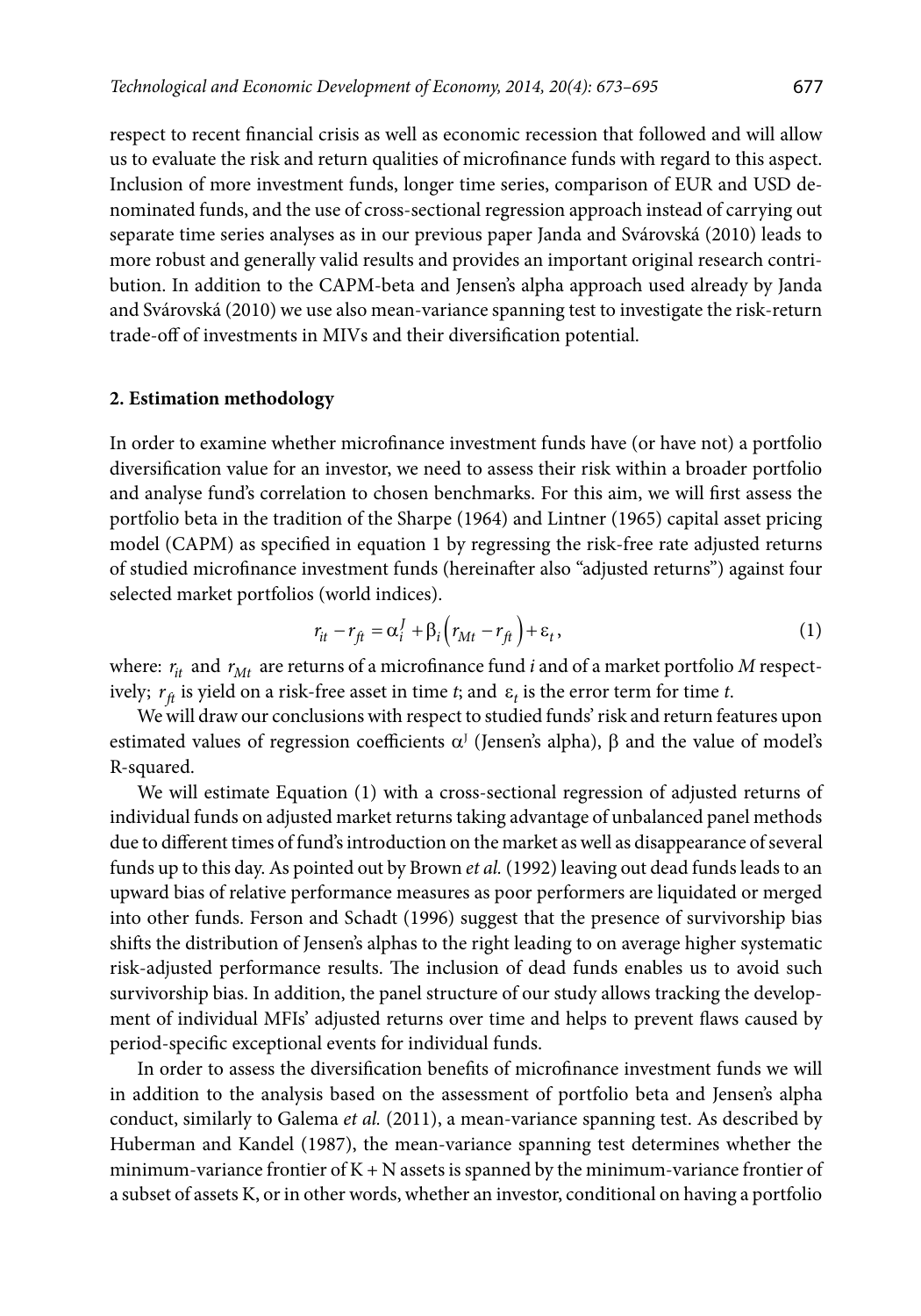respect to recent financial crisis as well as economic recession that followed and will allow us to evaluate the risk and return qualities of microfinance funds with regard to this aspect. Inclusion of more investment funds, longer time series, comparison of EUR and USD denominated funds, and the use of cross-sectional regression approach instead of carrying out separate time series analyses as in our previous paper Janda and Svárovská (2010) leads to more robust and generally valid results and provides an important original research contribution. In addition to the CAPM-beta and Jensen's alpha approach used already by Janda and Svárovská (2010) we use also mean-variance spanning test to investigate the risk-return trade-off of investments in MIVs and their diversification potential.

## 2. Estimation methodology

In order to examine whether microfinance investment funds have (or have not) a portfolio diversification value for an investor, we need to assess their risk within a broader portfolio and analyse fund's correlation to chosen benchmarks. For this aim, we will first assess the portfolio beta in the tradition of the Sharpe (1964) and Lintner (1965) capital asset pricing model (CAPM) as specified in equation 1 by regressing the risk-free rate adjusted returns of studied microfinance investment funds (hereinafter also "adjusted returns") against four selected market portfolios (world indices).

$$r_{it} - r_{ft} = \alpha_i^J + \beta_i \left( r_{Mt} - r_{ft} \right) + \varepsilon_t, \tag{1}$$

where: $r_{it}$ and $r_{Mt}$ are returns of a microfinance fund *i* and of a market portfolio *M* respectively; $r_{ft}$ is yield on a risk-free asset in time *t*; and $\varepsilon_t$ is the error term for time *t*.

We will draw our conclusions with respect to studied funds' risk and return features upon estimated values of regression coefficients $\alpha^J$ (Jensen's alpha), $\beta$ and the value of model's R-squared.

We will estimate Equation (1) with a cross-sectional regression of adjusted returns of individual funds on adjusted market returns taking advantage of unbalanced panel methods due to different times of fund's introduction on the market as well as disappearance of several funds up to this day. As pointed out by Brown *et al.* (1992) leaving out dead funds leads to an upward bias of relative performance measures as poor performers are liquidated or merged into other funds. Ferson and Schadt (1996) suggest that the presence of survivorship bias shifts the distribution of Jensen's alphas to the right leading to on average higher systematic risk-adjusted performance results. The inclusion of dead funds enables us to avoid such survivorship bias. In addition, the panel structure of our study allows tracking the development of individual MFIs' adjusted returns over time and helps to prevent flaws caused by period-specific exceptional events for individual funds.

In order to assess the diversification benefits of microfinance investment funds we will in addition to the analysis based on the assessment of portfolio beta and Jensen's alpha conduct, similarly to Galema *et al.* (2011), a mean-variance spanning test. As described by Huberman and Kandel (1987), the mean-variance spanning test determines whether the minimum-variance frontier of K + N assets is spanned by the minimum-variance frontier of a subset of assets K, or in other words, whether an investor, conditional on having a portfolio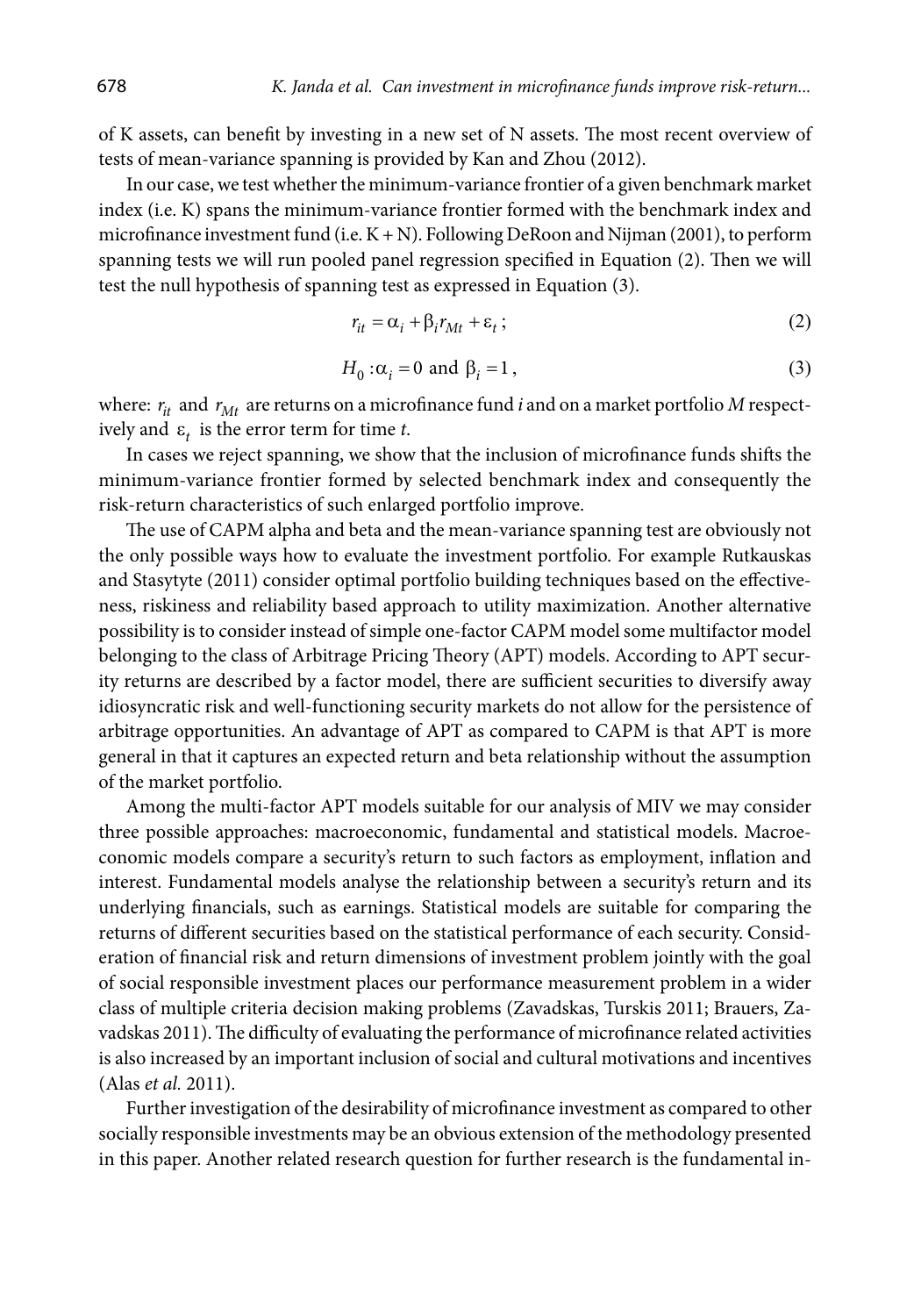of K assets, can benefit by investing in a new set of N assets. The most recent overview of tests of mean-variance spanning is provided by Kan and Zhou (2012).

In our case, we test whether the minimum-variance frontier of a given benchmark market index (i.e. K) spans the minimum-variance frontier formed with the benchmark index and microfinance investment fund (i.e. K + N). Following DeRoon and Nijman (2001), to perform spanning tests we will run pooled panel regression specified in Equation (2). Then we will test the null hypothesis of spanning test as expressed in Equation (3).

$$r_{it} = \alpha_i + \beta_i r_{Mt} + \varepsilon_t ; \tag{2}$$

$$H_0 : \alpha_i = 0 \text{ and } \beta_i = 1 , \tag{3}$$

where: $r_{it}$ and $r_{Mt}$ are returns on a microfinance fund *i* and on a market portfolio *M* respectively and $\varepsilon_t$ is the error term for time *t*.

In cases we reject spanning, we show that the inclusion of microfinance funds shifts the minimum-variance frontier formed by selected benchmark index and consequently the risk-return characteristics of such enlarged portfolio improve.

The use of CAPM alpha and beta and the mean-variance spanning test are obviously not the only possible ways how to evaluate the investment portfolio. For example Rutkauskas and Stasytyte (2011) consider optimal portfolio building techniques based on the effectiveness, riskiness and reliability based approach to utility maximization. Another alternative possibility is to consider instead of simple one-factor CAPM model some multifactor model belonging to the class of Arbitrage Pricing Theory (APT) models. According to APT security returns are described by a factor model, there are sufficient securities to diversify away idiosyncratic risk and well-functioning security markets do not allow for the persistence of arbitrage opportunities. An advantage of APT as compared to CAPM is that APT is more general in that it captures an expected return and beta relationship without the assumption of the market portfolio.

Among the multi-factor APT models suitable for our analysis of MIV we may consider three possible approaches: macroeconomic, fundamental and statistical models. Macroeconomic models compare a security's return to such factors as employment, inflation and interest. Fundamental models analyse the relationship between a security's return and its underlying financials, such as earnings. Statistical models are suitable for comparing the returns of different securities based on the statistical performance of each security. Consideration of financial risk and return dimensions of investment problem jointly with the goal of social responsible investment places our performance measurement problem in a wider class of multiple criteria decision making problems (Zavadskas, Turskis 2011; Brauers, Zavadskas 2011). The difficulty of evaluating the performance of microfinance related activities is also increased by an important inclusion of social and cultural motivations and incentives (Alas *et al.* 2011).

Further investigation of the desirability of microfinance investment as compared to other socially responsible investments may be an obvious extension of the methodology presented in this paper. Another related research question for further research is the fundamental in-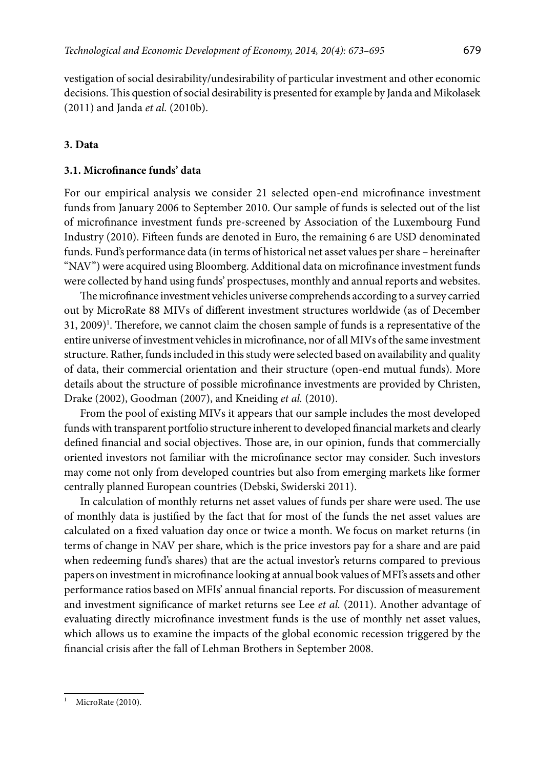vestigation of social desirability/undesirability of particular investment and other economic decisions. This question of social desirability is presented for example by Janda and Mikolasek (2011) and Janda *et al.* (2010b).

## 3. Data

### 3.1. Microfinance funds' data

For our empirical analysis we consider 21 selected open-end microfinance investment funds from January 2006 to September 2010. Our sample of funds is selected out of the list of microfinance investment funds pre-screened by Association of the Luxembourg Fund Industry (2010). Fifteen funds are denoted in Euro, the remaining 6 are USD denominated funds. Fund's performance data (in terms of historical net asset values per share – hereinafter "NAV") were acquired using Bloomberg. Additional data on microfinance investment funds were collected by hand using funds' prospectuses, monthly and annual reports and websites.

The microfinance investment vehicles universe comprehends according to a survey carried out by MicroRate 88 MIVs of different investment structures worldwide (as of December 31, 2009)[1]. Therefore, we cannot claim the chosen sample of funds is a representative of the entire universe of investment vehicles in microfinance, nor of all MIVs of the same investment structure. Rather, funds included in this study were selected based on availability and quality of data, their commercial orientation and their structure (open-end mutual funds). More details about the structure of possible microfinance investments are provided by Christen, Drake (2002), Goodman (2007), and Kneiding *et al.* (2010).

From the pool of existing MIVs it appears that our sample includes the most developed funds with transparent portfolio structure inherent to developed financial markets and clearly defined financial and social objectives. Those are, in our opinion, funds that commercially oriented investors not familiar with the microfinance sector may consider. Such investors may come not only from developed countries but also from emerging markets like former centrally planned European countries (Debski, Swiderski 2011).

In calculation of monthly returns net asset values of funds per share were used. The use of monthly data is justified by the fact that for most of the funds the net asset values are calculated on a fixed valuation day once or twice a month. We focus on market returns (in terms of change in NAV per share, which is the price investors pay for a share and are paid when redeeming fund's shares) that are the actual investor's returns compared to previous papers on investment in microfinance looking at annual book values of MFI's assets and other performance ratios based on MFIs' annual financial reports. For discussion of measurement and investment significance of market returns see Lee *et al.* (2011). Another advantage of evaluating directly microfinance investment funds is the use of monthly net asset values, which allows us to examine the impacts of the global economic recession triggered by the financial crisis after the fall of Lehman Brothers in September 2008.

---

[1] MicroRate (2010).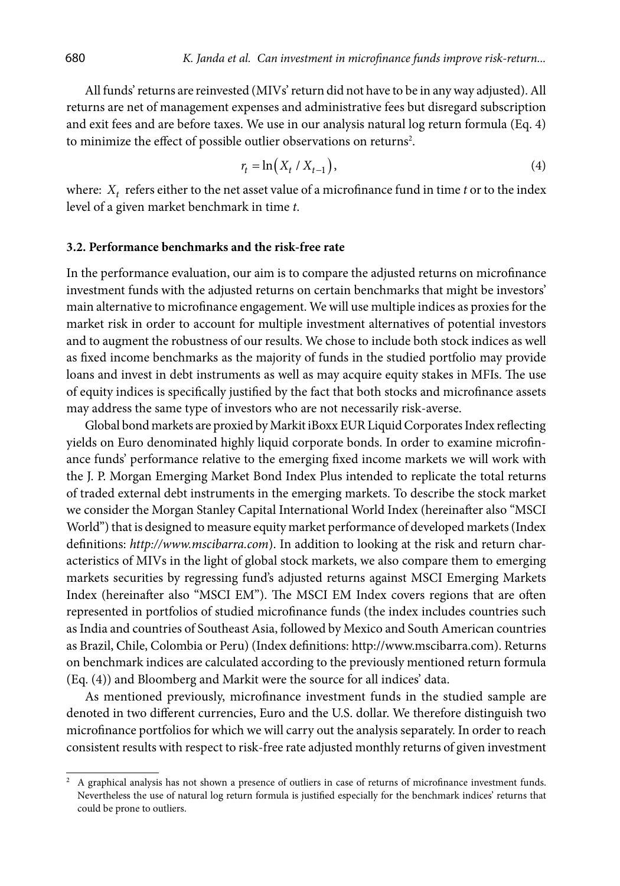All funds' returns are reinvested (MIVs' return did not have to be in any way adjusted). All returns are net of management expenses and administrative fees but disregard subscription and exit fees and are before taxes. We use in our analysis natural log return formula (Eq. 4) to minimize the effect of possible outlier observations on returns[2].

$$r_t = \ln\left(X_t / X_{t-1}\right), \tag{4}$$

where: $X_t$ refers either to the net asset value of a microfinance fund in time $t$ or to the index level of a given market benchmark in time $t$.

### 3.2. Performance benchmarks and the risk-free rate

In the performance evaluation, our aim is to compare the adjusted returns on microfinance investment funds with the adjusted returns on certain benchmarks that might be investors' main alternative to microfinance engagement. We will use multiple indices as proxies for the market risk in order to account for multiple investment alternatives of potential investors and to augment the robustness of our results. We chose to include both stock indices as well as fixed income benchmarks as the majority of funds in the studied portfolio may provide loans and invest in debt instruments as well as may acquire equity stakes in MFIs. The use of equity indices is specifically justified by the fact that both stocks and microfinance assets may address the same type of investors who are not necessarily risk-averse.

Global bond markets are proxied by Markit iBoxx EUR Liquid Corporates Index reflecting yields on Euro denominated highly liquid corporate bonds. In order to examine microfinance funds' performance relative to the emerging fixed income markets we will work with the J. P. Morgan Emerging Market Bond Index Plus intended to replicate the total returns of traded external debt instruments in the emerging markets. To describe the stock market we consider the Morgan Stanley Capital International World Index (hereinafter also "MSCI World") that is designed to measure equity market performance of developed markets (Index definitions: *http://www.mscibarra.com*). In addition to looking at the risk and return characteristics of MIVs in the light of global stock markets, we also compare them to emerging markets securities by regressing fund's adjusted returns against MSCI Emerging Markets Index (hereinafter also "MSCI EM"). The MSCI EM Index covers regions that are often represented in portfolios of studied microfinance funds (the index includes countries such as India and countries of Southeast Asia, followed by Mexico and South American countries as Brazil, Chile, Colombia or Peru) (Index definitions: http://www.mscibarra.com). Returns on benchmark indices are calculated according to the previously mentioned return formula (Eq. (4)) and Bloomberg and Markit were the source for all indices' data.

As mentioned previously, microfinance investment funds in the studied sample are denoted in two different currencies, Euro and the U.S. dollar. We therefore distinguish two microfinance portfolios for which we will carry out the analysis separately. In order to reach consistent results with respect to risk-free rate adjusted monthly returns of given investment

---

[2] A graphical analysis has not shown a presence of outliers in case of returns of microfinance investment funds. Nevertheless the use of natural log return formula is justified especially for the benchmark indices' returns that could be prone to outliers.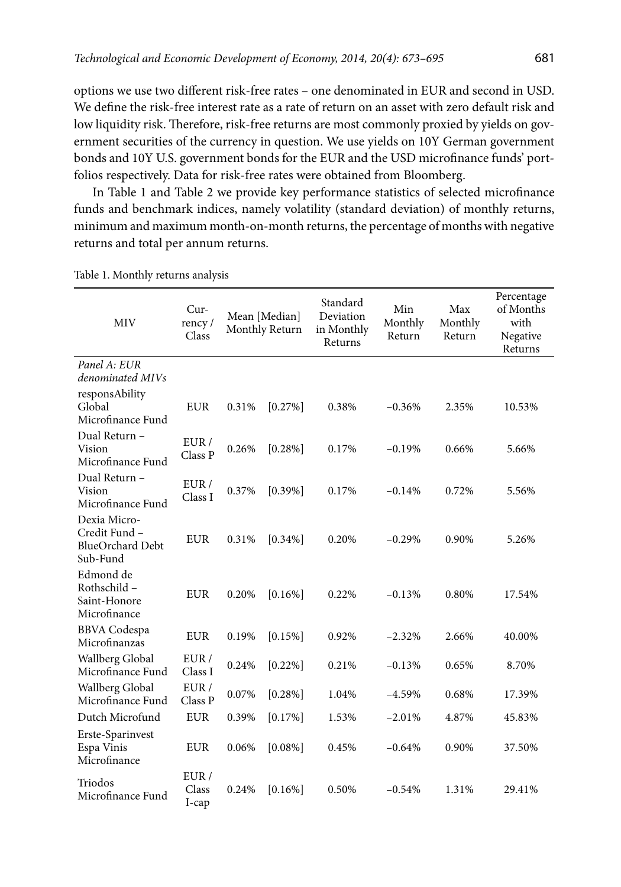options we use two different risk-free rates – one denominated in EUR and second in USD. We define the risk-free interest rate as a rate of return on an asset with zero default risk and low liquidity risk. Therefore, risk-free returns are most commonly proxied by yields on government securities of the currency in question. We use yields on 10Y German government bonds and 10Y U.S. government bonds for the EUR and the USD microfinance funds' portfolios respectively. Data for risk-free rates were obtained from Bloomberg.

In Table 1 and Table 2 we provide key performance statistics of selected microfinance funds and benchmark indices, namely volatility (standard deviation) of monthly returns, minimum and maximum month-on-month returns, the percentage of months with negative returns and total per annum returns.

Table 1. Monthly returns analysis

| MIV | Currency / Class | Mean [Median] Monthly Return | | Standard Deviation in Monthly Returns | Min Monthly Return | Max Monthly Return | Percentage of Months with Negative Returns |
|---|---|---|---|---|---|---|---|
| *Panel A: EUR denominated MIVs* | | | | | | | |
| responsAbility Global Microfinance Fund | EUR | 0.31% | [0.27%] | 0.38% | −0.36% | 2.35% | 10.53% |
| Dual Return – Vision Microfinance Fund | EUR / Class P | 0.26% | [0.28%] | 0.17% | −0.19% | 0.66% | 5.66% |
| Dual Return – Vision Microfinance Fund | EUR / Class I | 0.37% | [0.39%] | 0.17% | −0.14% | 0.72% | 5.56% |
| Dexia Micro-Credit Fund – BlueOrchard Debt Sub-Fund | EUR | 0.31% | [0.34%] | 0.20% | −0.29% | 0.90% | 5.26% |
| Edmond de Rothschild – Saint-Honore Microfinance | EUR | 0.20% | [0.16%] | 0.22% | −0.13% | 0.80% | 17.54% |
| BBVA Codespa Microfinanzas | EUR | 0.19% | [0.15%] | 0.92% | −2.32% | 2.66% | 40.00% |
| Wallberg Global Microfinance Fund | EUR / Class I | 0.24% | [0.22%] | 0.21% | −0.13% | 0.65% | 8.70% |
| Wallberg Global Microfinance Fund | EUR / Class P | 0.07% | [0.28%] | 1.04% | −4.59% | 0.68% | 17.39% |
| Dutch Microfund | EUR | 0.39% | [0.17%] | 1.53% | −2.01% | 4.87% | 45.83% |
| Erste-Sparinvest Espa Vinis Microfinance | EUR | 0.06% | [0.08%] | 0.45% | −0.64% | 0.90% | 37.50% |
| Triodos Microfinance Fund | EUR / Class I-cap | 0.24% | [0.16%] | 0.50% | −0.54% | 1.31% | 29.41% |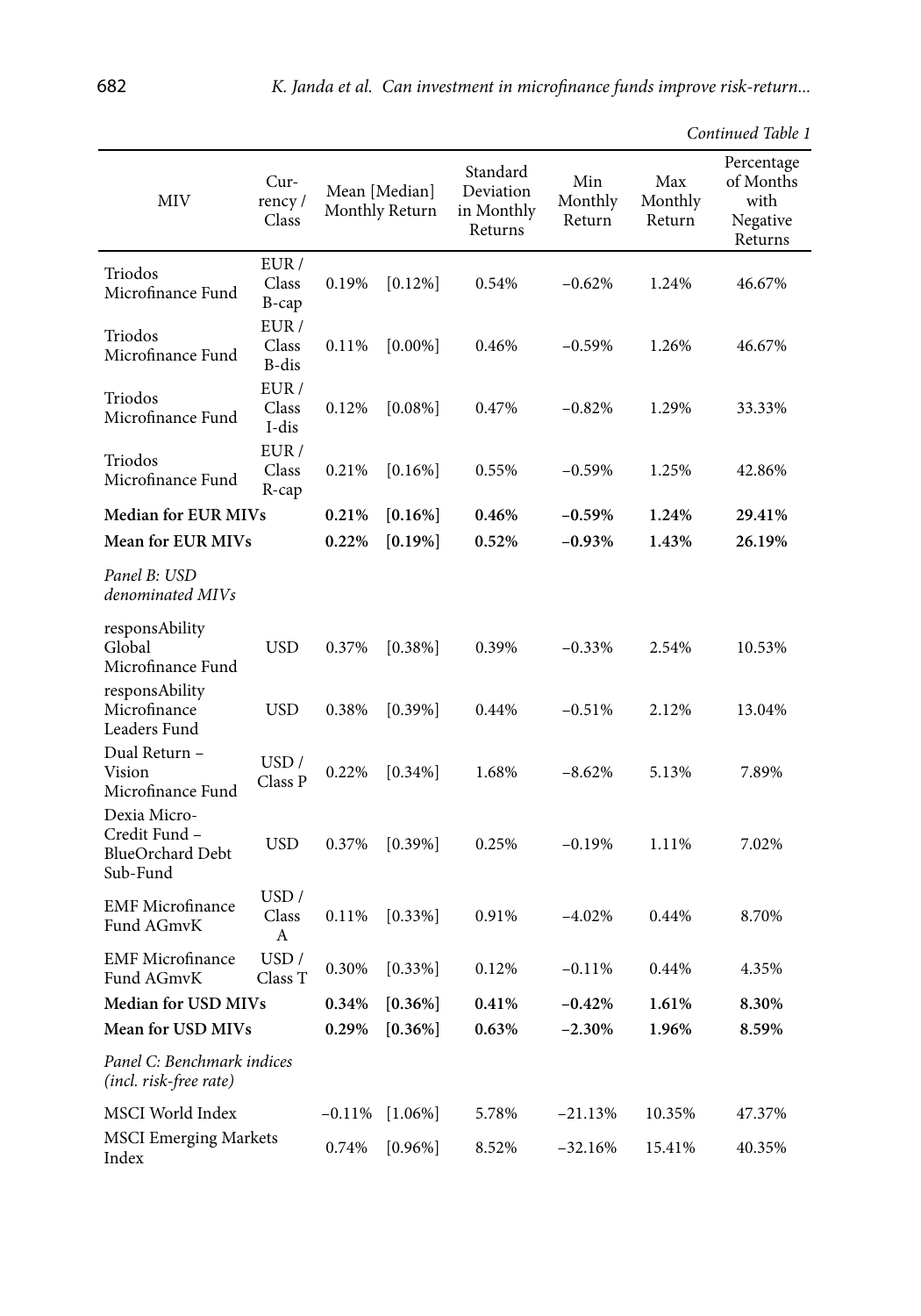*Continued Table 1*

| MIV | Currency / Class | Mean [Median] Monthly Return | | Standard Deviation in Monthly Returns | Min Monthly Return | Max Monthly Return | Percentage of Months with Negative Returns |
|---|---|---|---|---|---|---|---|
| Triodos Microfinance Fund | EUR / Class B-cap | 0.19% | [0.12%] | 0.54% | −0.62% | 1.24% | 46.67% |
| Triodos Microfinance Fund | EUR / Class B-dis | 0.11% | [0.00%] | 0.46% | −0.59% | 1.26% | 46.67% |
| Triodos Microfinance Fund | EUR / Class I-dis | 0.12% | [0.08%] | 0.47% | −0.82% | 1.29% | 33.33% |
| Triodos Microfinance Fund | EUR / Class R-cap | 0.21% | [0.16%] | 0.55% | −0.59% | 1.25% | 42.86% |
| **Median for EUR MIVs** | | **0.21%** | **[0.16%]** | **0.46%** | **−0.59%** | **1.24%** | **29.41%** |
| **Mean for EUR MIVs** | | **0.22%** | **[0.19%]** | **0.52%** | **−0.93%** | **1.43%** | **26.19%** |
| *Panel B: USD denominated MIVs* | | | | | | | |
| responsAbility Global Microfinance Fund | USD | 0.37% | [0.38%] | 0.39% | −0.33% | 2.54% | 10.53% |
| responsAbility Microfinance Leaders Fund | USD | 0.38% | [0.39%] | 0.44% | −0.51% | 2.12% | 13.04% |
| Dual Return – Vision Microfinance Fund | USD / Class P | 0.22% | [0.34%] | 1.68% | −8.62% | 5.13% | 7.89% |
| Dexia Micro-Credit Fund – BlueOrchard Debt Sub-Fund | USD | 0.37% | [0.39%] | 0.25% | −0.19% | 1.11% | 7.02% |
| EMF Microfinance Fund AGmvK | USD / Class A | 0.11% | [0.33%] | 0.91% | −4.02% | 0.44% | 8.70% |
| EMF Microfinance Fund AGmvK | USD / Class T | 0.30% | [0.33%] | 0.12% | −0.11% | 0.44% | 4.35% |
| **Median for USD MIVs** | | **0.34%** | **[0.36%]** | **0.41%** | **−0.42%** | **1.61%** | **8.30%** |
| **Mean for USD MIVs** | | **0.29%** | **[0.36%]** | **0.63%** | **−2.30%** | **1.96%** | **8.59%** |
| *Panel C: Benchmark indices (incl. risk-free rate)* | | | | | | | |
| MSCI World Index | | −0.11% | [1.06%] | 5.78% | −21.13% | 10.35% | 47.37% |
| MSCI Emerging Markets Index | | 0.74% | [0.96%] | 8.52% | −32.16% | 15.41% | 40.35% |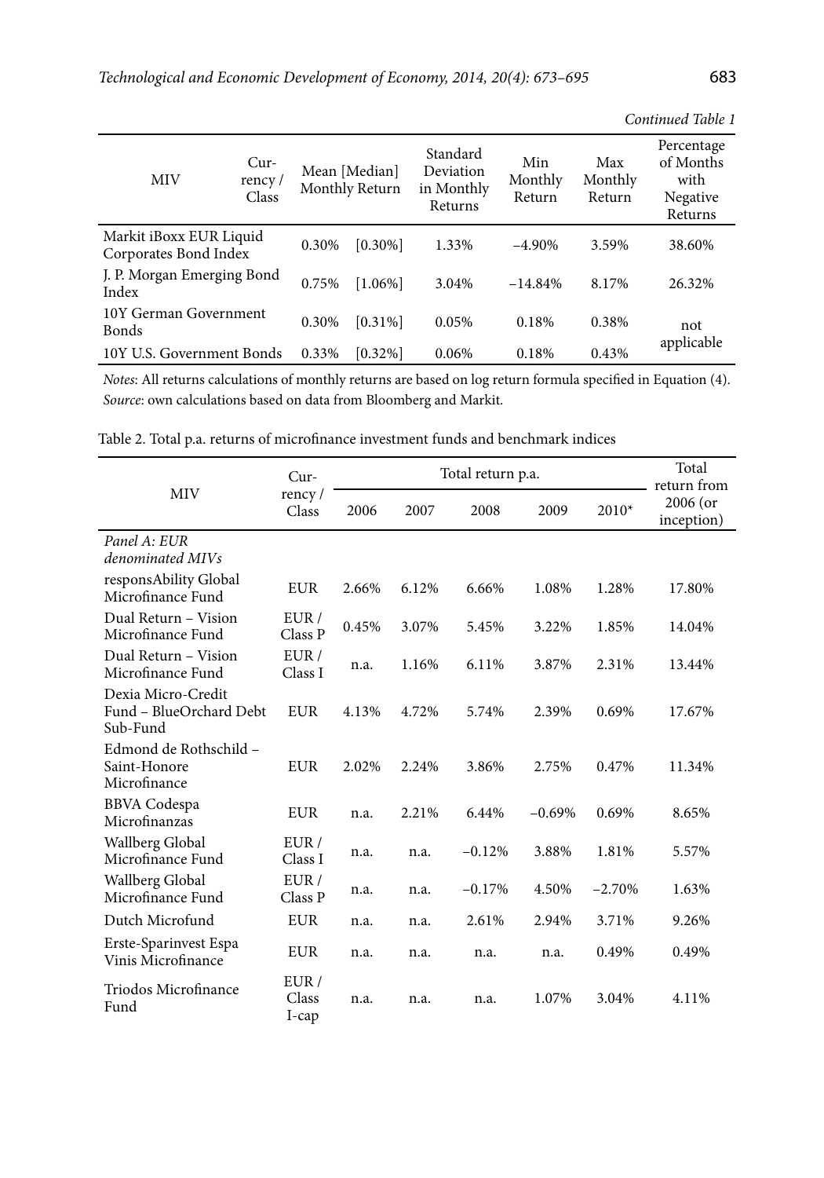*Continued Table 1*

| MIV | Currency / Class | Mean [Median] Monthly Return | | Standard Deviation in Monthly Returns | Min Monthly Return | Max Monthly Return | Percentage of Months with Negative Returns |
|---|---|---|---|---|---|---|---|
| Markit iBoxx EUR Liquid Corporates Bond Index | | 0.30% | [0.30%] | 1.33% | –4.90% | 3.59% | 38.60% |
| J. P. Morgan Emerging Bond Index | | 0.75% | [1.06%] | 3.04% | –14.84% | 8.17% | 26.32% |
| 10Y German Government Bonds | | 0.30% | [0.31%] | 0.05% | 0.18% | 0.38% | not applicable |
| 10Y U.S. Government Bonds | | 0.33% | [0.32%] | 0.06% | 0.18% | 0.43% | |

*Notes*: All returns calculations of monthly returns are based on log return formula specified in Equation (4).
*Source*: own calculations based on data from Bloomberg and Markit.

Table 2. Total p.a. returns of microfinance investment funds and benchmark indices

| MIV | Currency / Class | Total return p.a. | | | | | Total return from 2006 (or inception) |
|---|---|---|---|---|---|---|---|
| | | 2006 | 2007 | 2008 | 2009 | 2010* | |
| *Panel A: EUR denominated MIVs* | | | | | | | |
| responsAbility Global Microfinance Fund | EUR | 2.66% | 6.12% | 6.66% | 1.08% | 1.28% | 17.80% |
| Dual Return – Vision Microfinance Fund | EUR / Class P | 0.45% | 3.07% | 5.45% | 3.22% | 1.85% | 14.04% |
| Dual Return – Vision Microfinance Fund | EUR / Class I | n.a. | 1.16% | 6.11% | 3.87% | 2.31% | 13.44% |
| Dexia Micro-Credit Fund – BlueOrchard Debt Sub-Fund | EUR | 4.13% | 4.72% | 5.74% | 2.39% | 0.69% | 17.67% |
| Edmond de Rothschild – Saint-Honore Microfinance | EUR | 2.02% | 2.24% | 3.86% | 2.75% | 0.47% | 11.34% |
| BBVA Codespa Microfinanzas | EUR | n.a. | 2.21% | 6.44% | –0.69% | 0.69% | 8.65% |
| Wallberg Global Microfinance Fund | EUR / Class I | n.a. | n.a. | –0.12% | 3.88% | 1.81% | 5.57% |
| Wallberg Global Microfinance Fund | EUR / Class P | n.a. | n.a. | –0.17% | 4.50% | –2.70% | 1.63% |
| Dutch Microfund | EUR | n.a. | n.a. | 2.61% | 2.94% | 3.71% | 9.26% |
| Erste-Sparinvest Espa Vinis Microfinance | EUR | n.a. | n.a. | n.a. | n.a. | 0.49% | 0.49% |
| Triodos Microfinance Fund | EUR / Class I-cap | n.a. | n.a. | n.a. | 1.07% | 3.04% | 4.11% |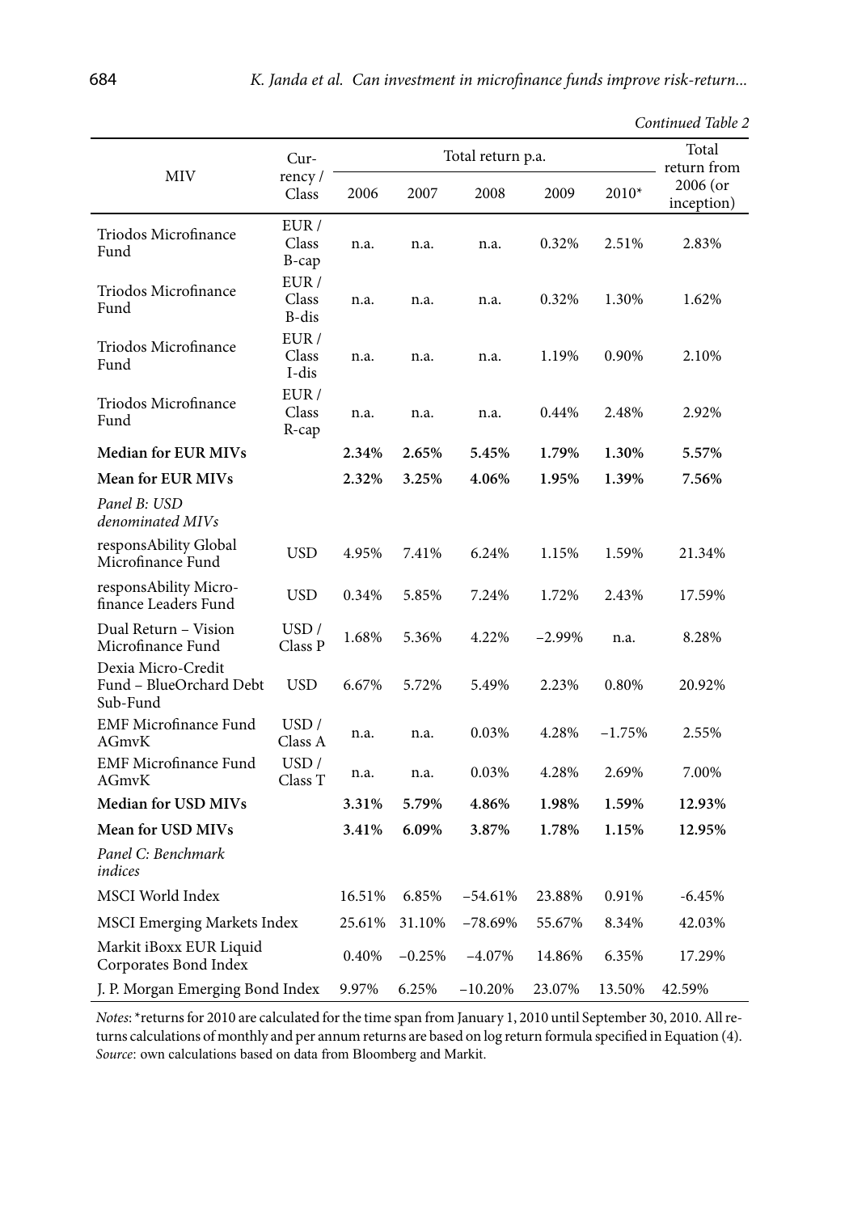*Continued Table 2*

| MIV | Currency / Class | Total return p.a. | | | | | Total return from 2006 (or inception) |
|---|---|---|---|---|---|---|---|
| | | 2006 | 2007 | 2008 | 2009 | 2010* | |
| Triodos Microfinance Fund | EUR / Class B-cap | n.a. | n.a. | n.a. | 0.32% | 2.51% | 2.83% |
| Triodos Microfinance Fund | EUR / Class B-dis | n.a. | n.a. | n.a. | 0.32% | 1.30% | 1.62% |
| Triodos Microfinance Fund | EUR / Class I-dis | n.a. | n.a. | n.a. | 1.19% | 0.90% | 2.10% |
| Triodos Microfinance Fund | EUR / Class R-cap | n.a. | n.a. | n.a. | 0.44% | 2.48% | 2.92% |
| **Median for EUR MIVs** | | **2.34%** | **2.65%** | **5.45%** | **1.79%** | **1.30%** | **5.57%** |
| **Mean for EUR MIVs** | | **2.32%** | **3.25%** | **4.06%** | **1.95%** | **1.39%** | **7.56%** |
| *Panel B: USD denominated MIVs* | | | | | | | |
| responsAbility Global Microfinance Fund | USD | 4.95% | 7.41% | 6.24% | 1.15% | 1.59% | 21.34% |
| responsAbility Microfinance Leaders Fund | USD | 0.34% | 5.85% | 7.24% | 1.72% | 2.43% | 17.59% |
| Dual Return – Vision Microfinance Fund | USD / Class P | 1.68% | 5.36% | 4.22% | −2.99% | n.a. | 8.28% |
| Dexia Micro-Credit Fund – BlueOrchard Debt Sub-Fund | USD | 6.67% | 5.72% | 5.49% | 2.23% | 0.80% | 20.92% |
| EMF Microfinance Fund AGmvK | USD / Class A | n.a. | n.a. | 0.03% | 4.28% | −1.75% | 2.55% |
| EMF Microfinance Fund AGmvK | USD / Class T | n.a. | n.a. | 0.03% | 4.28% | 2.69% | 7.00% |
| **Median for USD MIVs** | | **3.31%** | **5.79%** | **4.86%** | **1.98%** | **1.59%** | **12.93%** |
| **Mean for USD MIVs** | | **3.41%** | **6.09%** | **3.87%** | **1.78%** | **1.15%** | **12.95%** |
| *Panel C: Benchmark indices* | | | | | | | |
| MSCI World Index | | 16.51% | 6.85% | −54.61% | 23.88% | 0.91% | -6.45% |
| MSCI Emerging Markets Index | | 25.61% | 31.10% | −78.69% | 55.67% | 8.34% | 42.03% |
| Markit iBoxx EUR Liquid Corporates Bond Index | | 0.40% | −0.25% | −4.07% | 14.86% | 6.35% | 17.29% |
| J. P. Morgan Emerging Bond Index | | 9.97% | 6.25% | −10.20% | 23.07% | 13.50% | 42.59% |

*Notes*: *returns for 2010 are calculated for the time span from January 1, 2010 until September 30, 2010. All returns calculations of monthly and per annum returns are based on log return formula specified in Equation (4).
*Source*: own calculations based on data from Bloomberg and Markit.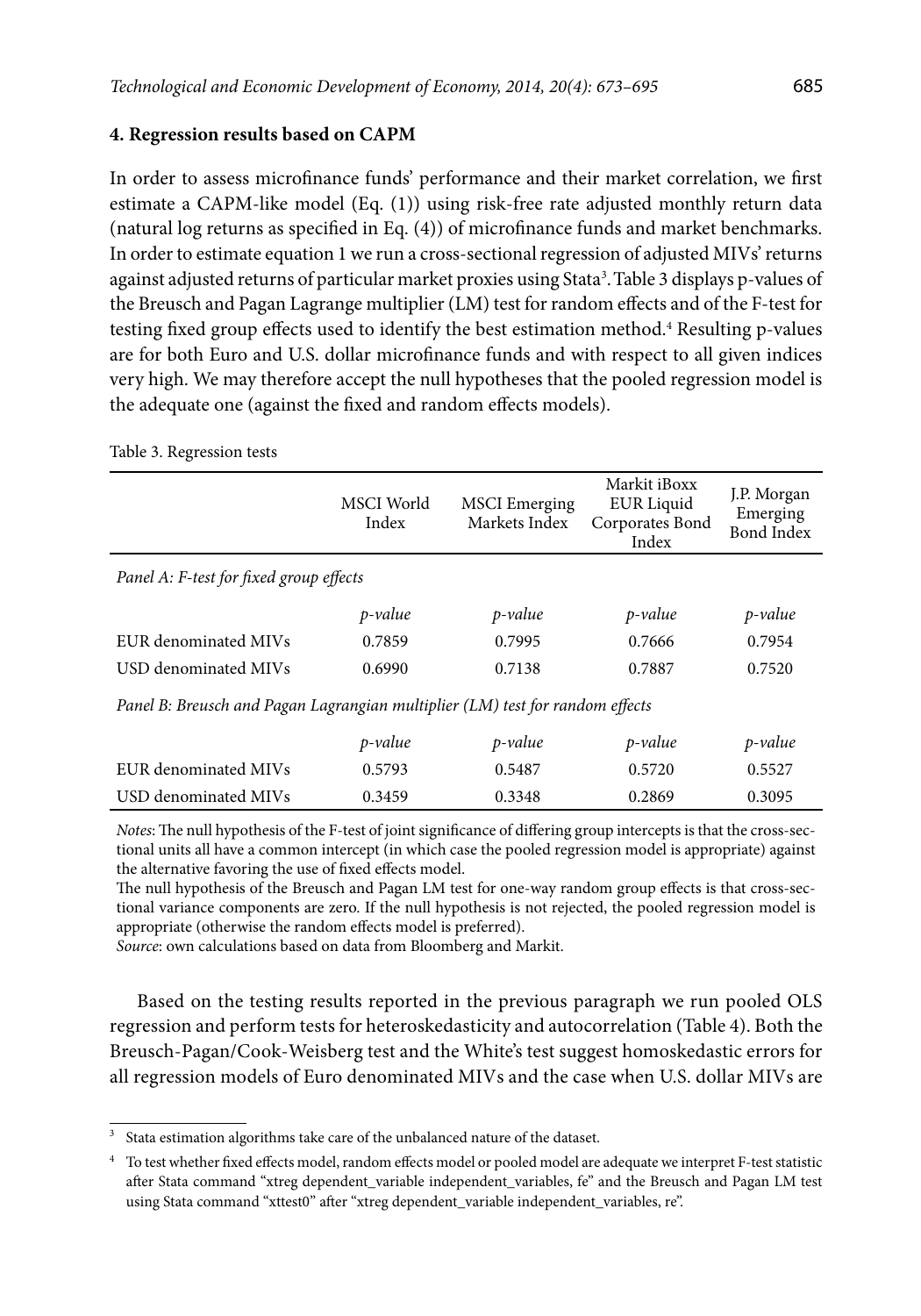## 4. Regression results based on CAPM

In order to assess microfinance funds' performance and their market correlation, we first estimate a CAPM-like model (Eq. (1)) using risk-free rate adjusted monthly return data (natural log returns as specified in Eq. (4)) of microfinance funds and market benchmarks. In order to estimate equation 1 we run a cross-sectional regression of adjusted MIVs' returns against adjusted returns of particular market proxies using Stata[3]. Table 3 displays p-values of the Breusch and Pagan Lagrange multiplier (LM) test for random effects and of the F-test for testing fixed group effects used to identify the best estimation method.[4] Resulting p-values are for both Euro and U.S. dollar microfinance funds and with respect to all given indices very high. We may therefore accept the null hypotheses that the pooled regression model is the adequate one (against the fixed and random effects models).

Table 3. Regression tests

| | MSCI World Index | MSCI Emerging Markets Index | Markit iBoxx EUR Liquid Corporates Bond Index | J.P. Morgan Emerging Bond Index |
|---|---|---|---|---|
| *Panel A: F-test for fixed group effects* | | | | |
| | *p-value* | *p-value* | *p-value* | *p-value* |
| EUR denominated MIVs | 0.7859 | 0.7995 | 0.7666 | 0.7954 |
| USD denominated MIVs | 0.6990 | 0.7138 | 0.7887 | 0.7520 |
| *Panel B: Breusch and Pagan Lagrangian multiplier (LM) test for random effects* | | | | |
| | *p-value* | *p-value* | *p-value* | *p-value* |
| EUR denominated MIVs | 0.5793 | 0.5487 | 0.5720 | 0.5527 |
| USD denominated MIVs | 0.3459 | 0.3348 | 0.2869 | 0.3095 |

*Notes*: The null hypothesis of the F-test of joint significance of differing group intercepts is that the cross-sectional units all have a common intercept (in which case the pooled regression model is appropriate) against the alternative favoring the use of fixed effects model.

The null hypothesis of the Breusch and Pagan LM test for one-way random group effects is that cross-sectional variance components are zero. If the null hypothesis is not rejected, the pooled regression model is appropriate (otherwise the random effects model is preferred).

*Source*: own calculations based on data from Bloomberg and Markit.

Based on the testing results reported in the previous paragraph we run pooled OLS regression and perform tests for heteroskedasticity and autocorrelation (Table 4). Both the Breusch-Pagan/Cook-Weisberg test and the White's test suggest homoskedastic errors for all regression models of Euro denominated MIVs and the case when U.S. dollar MIVs are

[3] Stata estimation algorithms take care of the unbalanced nature of the dataset.

[4] To test whether fixed effects model, random effects model or pooled model are adequate we interpret F-test statistic after Stata command "xtreg dependent_variable independent_variables, fe" and the Breusch and Pagan LM test using Stata command "xttest0" after "xtreg dependent_variable independent_variables, re".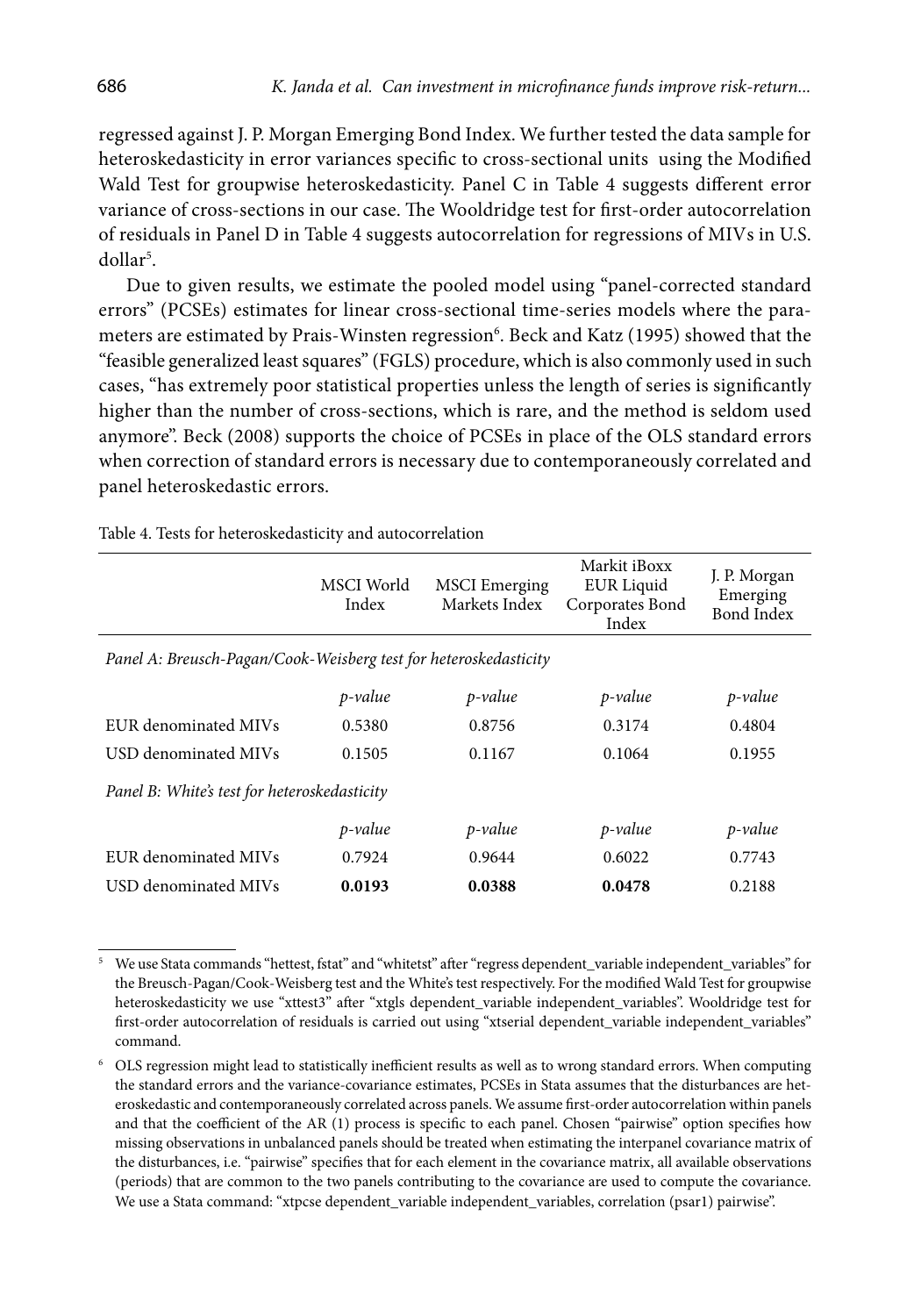regressed against J. P. Morgan Emerging Bond Index. We further tested the data sample for heteroskedasticity in error variances specific to cross-sectional units using the Modified Wald Test for groupwise heteroskedasticity. Panel C in Table 4 suggests different error variance of cross-sections in our case. The Wooldridge test for first-order autocorrelation of residuals in Panel D in Table 4 suggests autocorrelation for regressions of MIVs in U.S. dollar[5].

Due to given results, we estimate the pooled model using "panel-corrected standard errors" (PCSEs) estimates for linear cross-sectional time-series models where the parameters are estimated by Prais-Winsten regression[6]. Beck and Katz (1995) showed that the "feasible generalized least squares" (FGLS) procedure, which is also commonly used in such cases, "has extremely poor statistical properties unless the length of series is significantly higher than the number of cross-sections, which is rare, and the method is seldom used anymore". Beck (2008) supports the choice of PCSEs in place of the OLS standard errors when correction of standard errors is necessary due to contemporaneously correlated and panel heteroskedastic errors.

Table 4. Tests for heteroskedasticity and autocorrelation

| | MSCI World Index | MSCI Emerging Markets Index | Markit iBoxx EUR Liquid Corporates Bond Index | J. P. Morgan Emerging Bond Index |
|---|---|---|---|---|
| *Panel A: Breusch-Pagan/Cook-Weisberg test for heteroskedasticity* | | | | |
| | *p-value* | *p-value* | *p-value* | *p-value* |
| EUR denominated MIVs | 0.5380 | 0.8756 | 0.3174 | 0.4804 |
| USD denominated MIVs | 0.1505 | 0.1167 | 0.1064 | 0.1955 |
| *Panel B: White's test for heteroskedasticity* | | | | |
| | *p-value* | *p-value* | *p-value* | *p-value* |
| EUR denominated MIVs | 0.7924 | 0.9644 | 0.6022 | 0.7743 |
| USD denominated MIVs | **0.0193** | **0.0388** | **0.0478** | 0.2188 |

[5] We use Stata commands "hettest, fstat" and "whitetst" after "regress dependent_variable independent_variables" for the Breusch-Pagan/Cook-Weisberg test and the White's test respectively. For the modified Wald Test for groupwise heteroskedasticity we use "xttest3" after "xtgls dependent_variable independent_variables". Wooldridge test for first-order autocorrelation of residuals is carried out using "xtserial dependent_variable independent_variables" command.

[6] OLS regression might lead to statistically inefficient results as well as to wrong standard errors. When computing the standard errors and the variance-covariance estimates, PCSEs in Stata assumes that the disturbances are heteroskedastic and contemporaneously correlated across panels. We assume first-order autocorrelation within panels and that the coefficient of the AR (1) process is specific to each panel. Chosen "pairwise" option specifies how missing observations in unbalanced panels should be treated when estimating the interpanel covariance matrix of the disturbances, i.e. "pairwise" specifies that for each element in the covariance matrix, all available observations (periods) that are common to the two panels contributing to the covariance are used to compute the covariance. We use a Stata command: "xtpcse dependent_variable independent_variables, correlation (psar1) pairwise".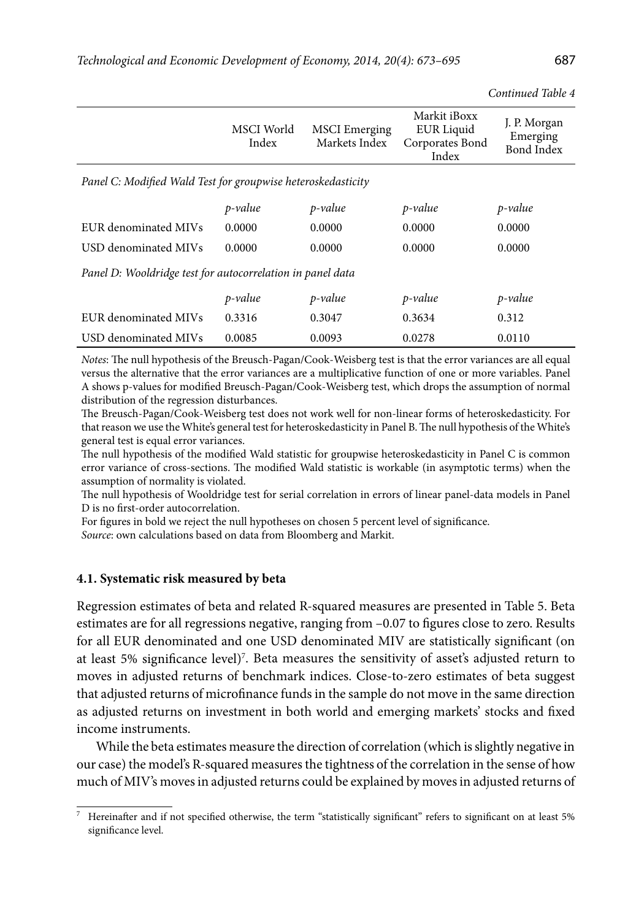*Continued Table 4*

| | MSCI World Index | MSCI Emerging Markets Index | Markit iBoxx EUR Liquid Corporates Bond Index | J. P. Morgan Emerging Bond Index |
|---|---|---|---|---|
| *Panel C: Modified Wald Test for groupwise heteroskedasticity* | | | | |
| | *p-value* | *p-value* | *p-value* | *p-value* |
| EUR denominated MIVs | 0.0000 | 0.0000 | 0.0000 | 0.0000 |
| USD denominated MIVs | 0.0000 | 0.0000 | 0.0000 | 0.0000 |
| *Panel D: Wooldridge test for autocorrelation in panel data* | | | | |
| | *p-value* | *p-value* | *p-value* | *p-value* |
| EUR denominated MIVs | 0.3316 | 0.3047 | 0.3634 | 0.312 |
| USD denominated MIVs | 0.0085 | 0.0093 | 0.0278 | 0.0110 |

*Notes*: The null hypothesis of the Breusch-Pagan/Cook-Weisberg test is that the error variances are all equal versus the alternative that the error variances are a multiplicative function of one or more variables. Panel A shows p-values for modified Breusch-Pagan/Cook-Weisberg test, which drops the assumption of normal distribution of the regression disturbances.

The Breusch-Pagan/Cook-Weisberg test does not work well for non-linear forms of heteroskedasticity. For that reason we use the White's general test for heteroskedasticity in Panel B. The null hypothesis of the White's general test is equal error variances.

The null hypothesis of the modified Wald statistic for groupwise heteroskedasticity in Panel C is common error variance of cross-sections. The modified Wald statistic is workable (in asymptotic terms) when the assumption of normality is violated.

The null hypothesis of Wooldridge test for serial correlation in errors of linear panel-data models in Panel D is no first-order autocorrelation.

For figures in bold we reject the null hypotheses on chosen 5 percent level of significance.

*Source*: own calculations based on data from Bloomberg and Markit.

### 4.1. Systematic risk measured by beta

Regression estimates of beta and related R-squared measures are presented in Table 5. Beta estimates are for all regressions negative, ranging from –0.07 to figures close to zero. Results for all EUR denominated and one USD denominated MIV are statistically significant (on at least 5% significance level)[7]. Beta measures the sensitivity of asset's adjusted return to moves in adjusted returns of benchmark indices. Close-to-zero estimates of beta suggest that adjusted returns of microfinance funds in the sample do not move in the same direction as adjusted returns on investment in both world and emerging markets' stocks and fixed income instruments.

While the beta estimates measure the direction of correlation (which is slightly negative in our case) the model's R-squared measures the tightness of the correlation in the sense of how much of MIV's moves in adjusted returns could be explained by moves in adjusted returns of

[7] Hereinafter and if not specified otherwise, the term "statistically significant" refers to significant on at least 5% significance level.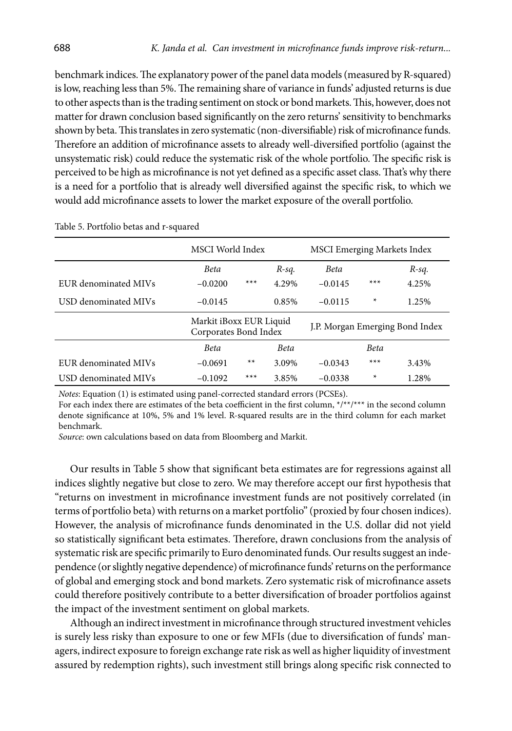benchmark indices. The explanatory power of the panel data models (measured by R-squared) is low, reaching less than 5%. The remaining share of variance in funds' adjusted returns is due to other aspects than is the trading sentiment on stock or bond markets. This, however, does not matter for drawn conclusion based significantly on the zero returns' sensitivity to benchmarks shown by beta. This translates in zero systematic (non-diversifiable) risk of microfinance funds. Therefore an addition of microfinance assets to already well-diversified portfolio (against the unsystematic risk) could reduce the systematic risk of the whole portfolio. The specific risk is perceived to be high as microfinance is not yet defined as a specific asset class. That's why there is a need for a portfolio that is already well diversified against the specific risk, to which we would add microfinance assets to lower the market exposure of the overall portfolio.

Table 5. Portfolio betas and r-squared

| | MSCI World Index | | | MSCI Emerging Markets Index | | |
|---|---|---|---|---|---|---|
| | *Beta* | | *R-sq.* | *Beta* | | *R-sq.* |
| EUR denominated MIVs | −0.0200 | *** | 4.29% | −0.0145 | *** | 4.25% |
| USD denominated MIVs | −0.0145 | | 0.85% | −0.0115 | * | 1.25% |
| | Markit iBoxx EUR Liquid Corporates Bond Index | | | J.P. Morgan Emerging Bond Index | | |
| | *Beta* | | *Beta* | | *Beta* | |
| EUR denominated MIVs | −0.0691 | ** | 3.09% | −0.0343 | *** | 3.43% |
| USD denominated MIVs | −0.1092 | *** | 3.85% | −0.0338 | * | 1.28% |

*Notes*: Equation (1) is estimated using panel-corrected standard errors (PCSEs).
For each index there are estimates of the beta coefficient in the first column, */**/*** in the second column denote significance at 10%, 5% and 1% level. R-squared results are in the third column for each market benchmark.
*Source*: own calculations based on data from Bloomberg and Markit.

Our results in Table 5 show that significant beta estimates are for regressions against all indices slightly negative but close to zero. We may therefore accept our first hypothesis that "returns on investment in microfinance investment funds are not positively correlated (in terms of portfolio beta) with returns on a market portfolio" (proxied by four chosen indices). However, the analysis of microfinance funds denominated in the U.S. dollar did not yield so statistically significant beta estimates. Therefore, drawn conclusions from the analysis of systematic risk are specific primarily to Euro denominated funds. Our results suggest an independence (or slightly negative dependence) of microfinance funds' returns on the performance of global and emerging stock and bond markets. Zero systematic risk of microfinance assets could therefore positively contribute to a better diversification of broader portfolios against the impact of the investment sentiment on global markets.

Although an indirect investment in microfinance through structured investment vehicles is surely less risky than exposure to one or few MFIs (due to diversification of funds' managers, indirect exposure to foreign exchange rate risk as well as higher liquidity of investment assured by redemption rights), such investment still brings along specific risk connected to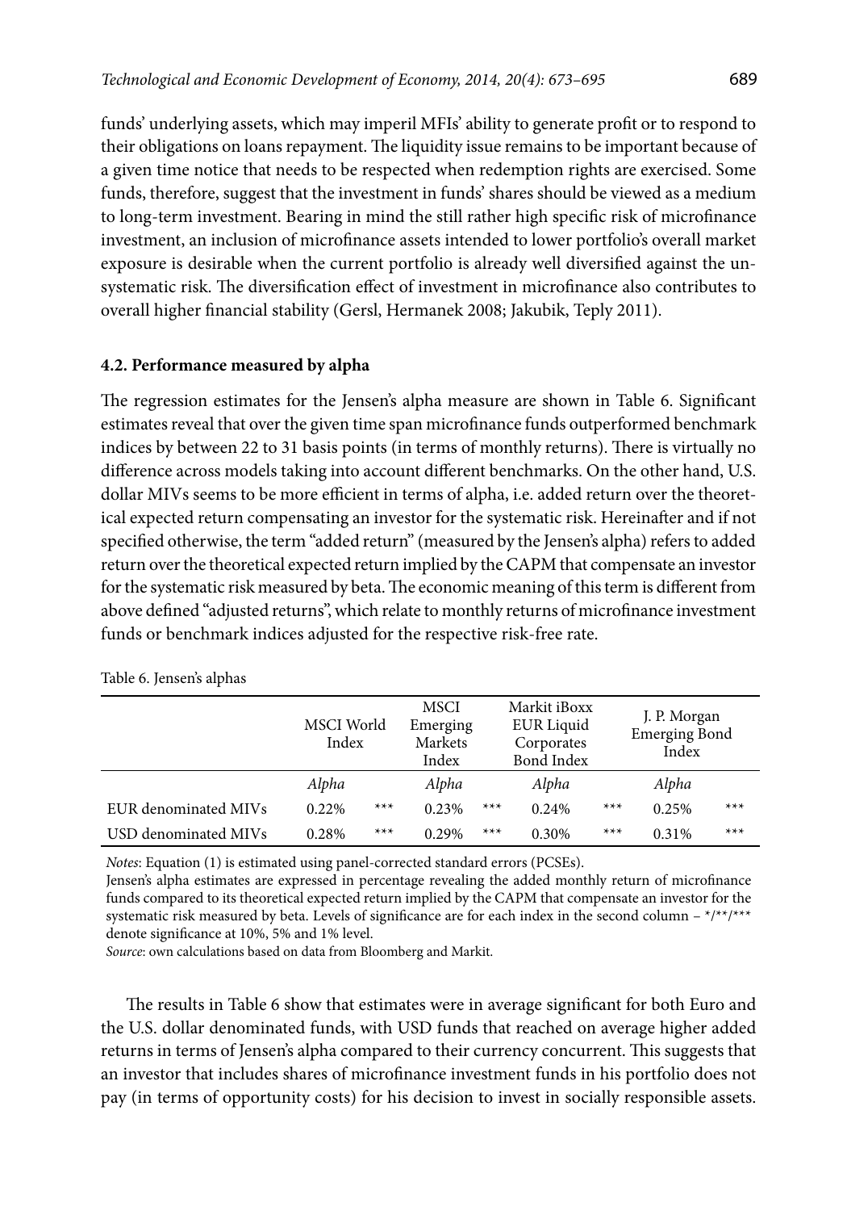funds' underlying assets, which may imperil MFIs' ability to generate profit or to respond to their obligations on loans repayment. The liquidity issue remains to be important because of a given time notice that needs to be respected when redemption rights are exercised. Some funds, therefore, suggest that the investment in funds' shares should be viewed as a medium to long-term investment. Bearing in mind the still rather high specific risk of microfinance investment, an inclusion of microfinance assets intended to lower portfolio's overall market exposure is desirable when the current portfolio is already well diversified against the unsystematic risk. The diversification effect of investment in microfinance also contributes to overall higher financial stability (Gersl, Hermanek 2008; Jakubik, Teply 2011).

### 4.2. Performance measured by alpha

The regression estimates for the Jensen's alpha measure are shown in Table 6. Significant estimates reveal that over the given time span microfinance funds outperformed benchmark indices by between 22 to 31 basis points (in terms of monthly returns). There is virtually no difference across models taking into account different benchmarks. On the other hand, U.S. dollar MIVs seems to be more efficient in terms of alpha, i.e. added return over the theoretical expected return compensating an investor for the systematic risk. Hereinafter and if not specified otherwise, the term "added return" (measured by the Jensen's alpha) refers to added return over the theoretical expected return implied by the CAPM that compensate an investor for the systematic risk measured by beta. The economic meaning of this term is different from above defined "adjusted returns", which relate to monthly returns of microfinance investment funds or benchmark indices adjusted for the respective risk-free rate.

Table 6. Jensen's alphas

| | MSCI World Index | | MSCI Emerging Markets Index | | Markit iBoxx EUR Liquid Corporates Bond Index | | J. P. Morgan Emerging Bond Index | |
|---|---|---|---|---|---|---|---|---|
| | *Alpha* | | *Alpha* | | *Alpha* | | *Alpha* | |
| EUR denominated MIVs | 0.22% | *** | 0.23% | *** | 0.24% | *** | 0.25% | *** |
| USD denominated MIVs | 0.28% | *** | 0.29% | *** | 0.30% | *** | 0.31% | *** |

*Notes*: Equation (1) is estimated using panel-corrected standard errors (PCSEs).
Jensen's alpha estimates are expressed in percentage revealing the added monthly return of microfinance funds compared to its theoretical expected return implied by the CAPM that compensate an investor for the systematic risk measured by beta. Levels of significance are for each index in the second column – */**/*** denote significance at 10%, 5% and 1% level.
*Source*: own calculations based on data from Bloomberg and Markit.

The results in Table 6 show that estimates were in average significant for both Euro and the U.S. dollar denominated funds, with USD funds that reached on average higher added returns in terms of Jensen's alpha compared to their currency concurrent. This suggests that an investor that includes shares of microfinance investment funds in his portfolio does not pay (in terms of opportunity costs) for his decision to invest in socially responsible assets.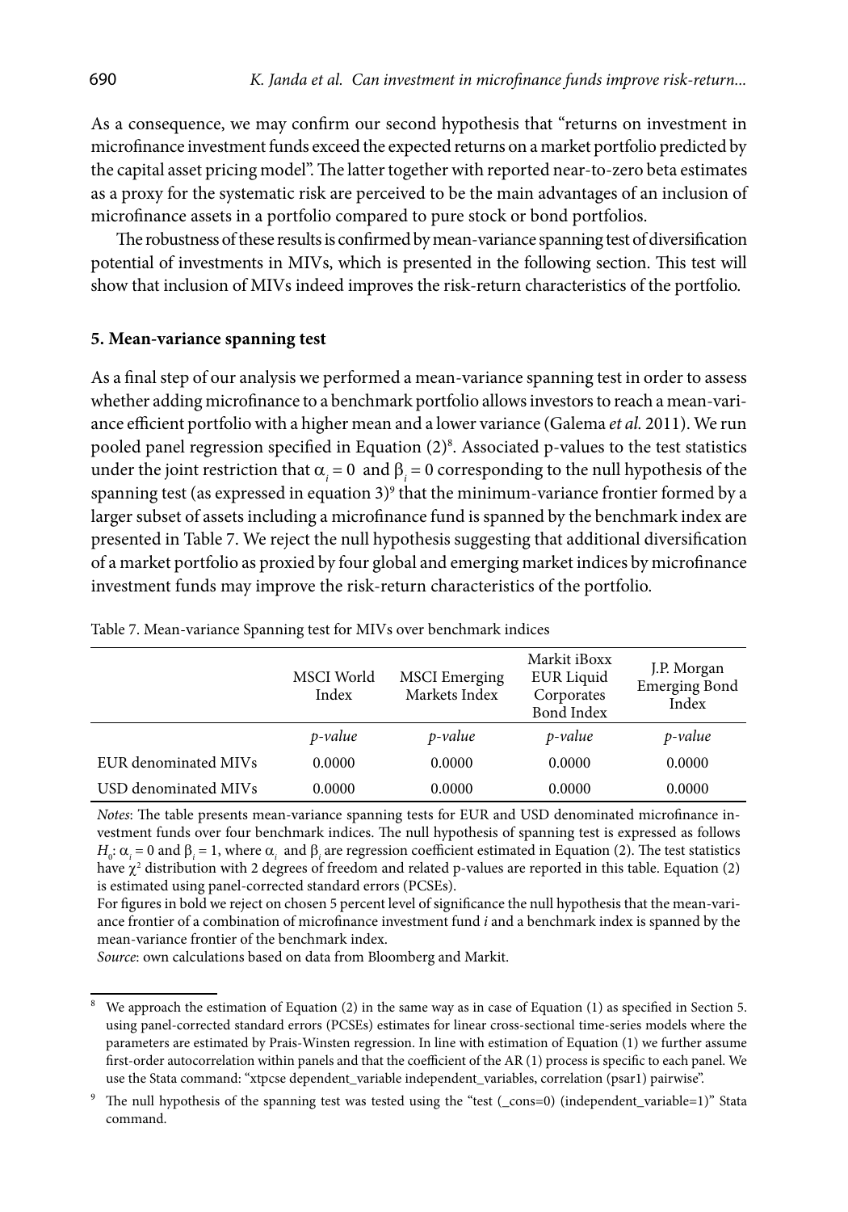As a consequence, we may confirm our second hypothesis that "returns on investment in microfinance investment funds exceed the expected returns on a market portfolio predicted by the capital asset pricing model". The latter together with reported near-to-zero beta estimates as a proxy for the systematic risk are perceived to be the main advantages of an inclusion of microfinance assets in a portfolio compared to pure stock or bond portfolios.

The robustness of these results is confirmed by mean-variance spanning test of diversification potential of investments in MIVs, which is presented in the following section. This test will show that inclusion of MIVs indeed improves the risk-return characteristics of the portfolio.

### 5. Mean-variance spanning test

As a final step of our analysis we performed a mean-variance spanning test in order to assess whether adding microfinance to a benchmark portfolio allows investors to reach a mean-variance efficient portfolio with a higher mean and a lower variance (Galema *et al.* 2011). We run pooled panel regression specified in Equation (2)[8]. Associated p-values to the test statistics under the joint restriction that $\alpha_i = 0$ and $\beta_i = 0$ corresponding to the null hypothesis of the spanning test (as expressed in equation 3)[9] that the minimum-variance frontier formed by a larger subset of assets including a microfinance fund is spanned by the benchmark index are presented in Table 7. We reject the null hypothesis suggesting that additional diversification of a market portfolio as proxied by four global and emerging market indices by microfinance investment funds may improve the risk-return characteristics of the portfolio.

Table 7. Mean-variance Spanning test for MIVs over benchmark indices

| | MSCI World Index | MSCI Emerging Markets Index | Markit iBoxx EUR Liquid Corporates Bond Index | J.P. Morgan Emerging Bond Index |
|---|---|---|---|---|
| | *p-value* | *p-value* | *p-value* | *p-value* |
| EUR denominated MIVs | 0.0000 | 0.0000 | 0.0000 | 0.0000 |
| USD denominated MIVs | 0.0000 | 0.0000 | 0.0000 | 0.0000 |

*Notes*: The table presents mean-variance spanning tests for EUR and USD denominated microfinance investment funds over four benchmark indices. The null hypothesis of spanning test is expressed as follows $H_0$: $\alpha_i = 0$ and $\beta_i = 1$, where $\alpha_i$ and $\beta_i$ are regression coefficient estimated in Equation (2). The test statistics have $\chi^2$ distribution with 2 degrees of freedom and related p-values are reported in this table. Equation (2) is estimated using panel-corrected standard errors (PCSEs).

For figures in bold we reject on chosen 5 percent level of significance the null hypothesis that the mean-variance frontier of a combination of microfinance investment fund *i* and a benchmark index is spanned by the mean-variance frontier of the benchmark index.

*Source*: own calculations based on data from Bloomberg and Markit.

[8] We approach the estimation of Equation (2) in the same way as in case of Equation (1) as specified in Section 5. using panel-corrected standard errors (PCSEs) estimates for linear cross-sectional time-series models where the parameters are estimated by Prais-Winsten regression. In line with estimation of Equation (1) we further assume first-order autocorrelation within panels and that the coefficient of the AR (1) process is specific to each panel. We use the Stata command: "xtpcse dependent_variable independent_variables, correlation (psar1) pairwise".

[9] The null hypothesis of the spanning test was tested using the "test (_cons=0) (independent_variable=1)" Stata command.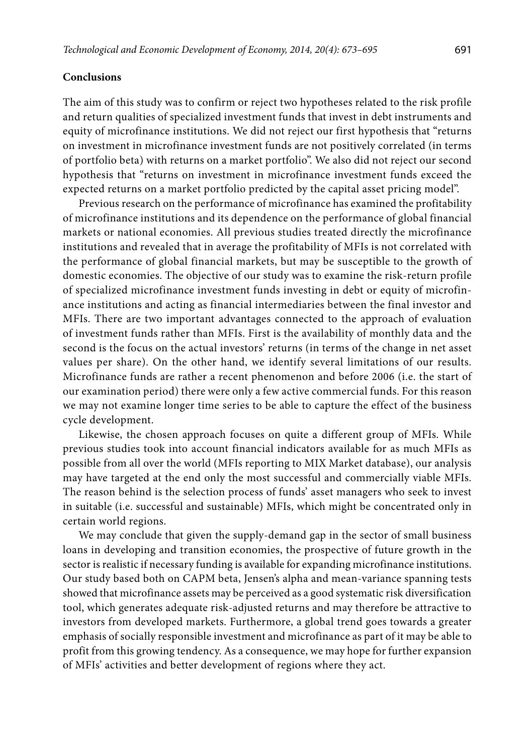## Conclusions

The aim of this study was to confirm or reject two hypotheses related to the risk profile and return qualities of specialized investment funds that invest in debt instruments and equity of microfinance institutions. We did not reject our first hypothesis that "returns on investment in microfinance investment funds are not positively correlated (in terms of portfolio beta) with returns on a market portfolio". We also did not reject our second hypothesis that "returns on investment in microfinance investment funds exceed the expected returns on a market portfolio predicted by the capital asset pricing model".

Previous research on the performance of microfinance has examined the profitability of microfinance institutions and its dependence on the performance of global financial markets or national economies. All previous studies treated directly the microfinance institutions and revealed that in average the profitability of MFIs is not correlated with the performance of global financial markets, but may be susceptible to the growth of domestic economies. The objective of our study was to examine the risk-return profile of specialized microfinance investment funds investing in debt or equity of microfinance institutions and acting as financial intermediaries between the final investor and MFIs. There are two important advantages connected to the approach of evaluation of investment funds rather than MFIs. First is the availability of monthly data and the second is the focus on the actual investors' returns (in terms of the change in net asset values per share). On the other hand, we identify several limitations of our results. Microfinance funds are rather a recent phenomenon and before 2006 (i.e. the start of our examination period) there were only a few active commercial funds. For this reason we may not examine longer time series to be able to capture the effect of the business cycle development.

Likewise, the chosen approach focuses on quite a different group of MFIs. While previous studies took into account financial indicators available for as much MFIs as possible from all over the world (MFIs reporting to MIX Market database), our analysis may have targeted at the end only the most successful and commercially viable MFIs. The reason behind is the selection process of funds' asset managers who seek to invest in suitable (i.e. successful and sustainable) MFIs, which might be concentrated only in certain world regions.

We may conclude that given the supply-demand gap in the sector of small business loans in developing and transition economies, the prospective of future growth in the sector is realistic if necessary funding is available for expanding microfinance institutions. Our study based both on CAPM beta, Jensen's alpha and mean-variance spanning tests showed that microfinance assets may be perceived as a good systematic risk diversification tool, which generates adequate risk-adjusted returns and may therefore be attractive to investors from developed markets. Furthermore, a global trend goes towards a greater emphasis of socially responsible investment and microfinance as part of it may be able to profit from this growing tendency. As a consequence, we may hope for further expansion of MFIs' activities and better development of regions where they act.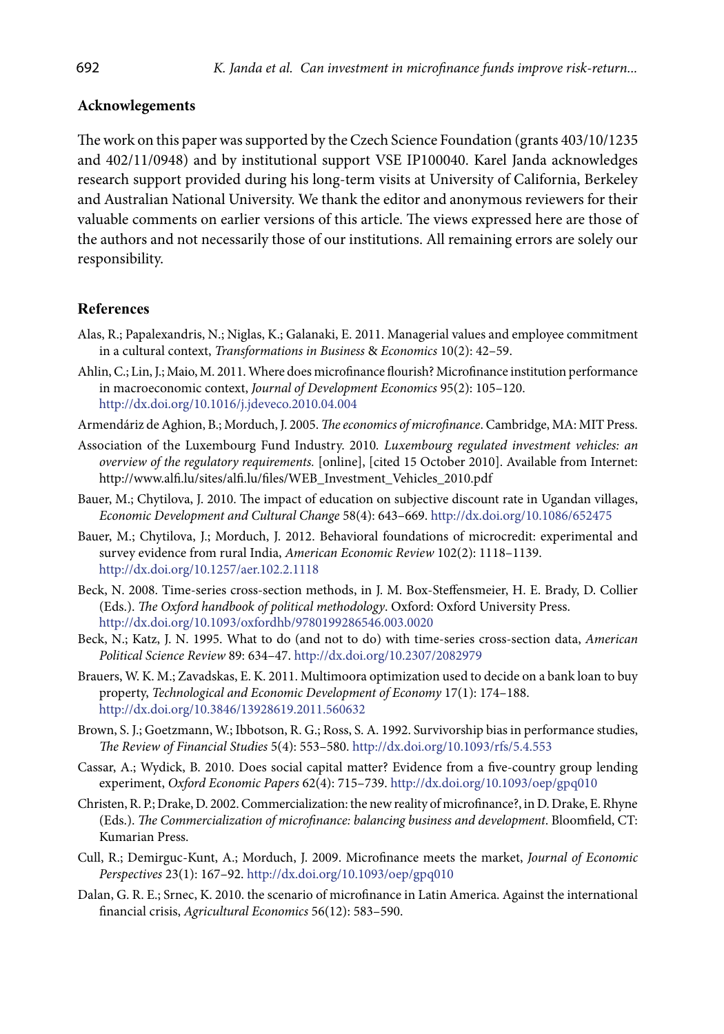## Acknowlegements

The work on this paper was supported by the Czech Science Foundation (grants 403/10/1235 and 402/11/0948) and by institutional support VSE IP100040. Karel Janda acknowledges research support provided during his long-term visits at University of California, Berkeley and Australian National University. We thank the editor and anonymous reviewers for their valuable comments on earlier versions of this article. The views expressed here are those of the authors and not necessarily those of our institutions. All remaining errors are solely our responsibility.

## References

Alas, R.; Papalexandris, N.; Niglas, K.; Galanaki, E. 2011. Managerial values and employee commitment in a cultural context, *Transformations in Business & Economics* 10(2): 42–59.

Ahlin, C.; Lin, J.; Maio, M. 2011. Where does microfinance flourish? Microfinance institution performance in macroeconomic context, *Journal of Development Economics* 95(2): 105–120. http://dx.doi.org/10.1016/j.jdeveco.2010.04.004

Armendáriz de Aghion, B.; Morduch, J. 2005. *The economics of microfinance*. Cambridge, MA: MIT Press.

Association of the Luxembourg Fund Industry. 2010. *Luxembourg regulated investment vehicles: an overview of the regulatory requirements.* [online], [cited 15 October 2010]. Available from Internet: http://www.alfi.lu/sites/alfi.lu/files/WEB_Investment_Vehicles_2010.pdf

Bauer, M.; Chytilova, J. 2010. The impact of education on subjective discount rate in Ugandan villages, *Economic Development and Cultural Change* 58(4): 643–669. http://dx.doi.org/10.1086/652475

Bauer, M.; Chytilova, J.; Morduch, J. 2012. Behavioral foundations of microcredit: experimental and survey evidence from rural India, *American Economic Review* 102(2): 1118–1139. http://dx.doi.org/10.1257/aer.102.2.1118

Beck, N. 2008. Time-series cross-section methods, in J. M. Box-Steffensmeier, H. E. Brady, D. Collier (Eds.). *The Oxford handbook of political methodology*. Oxford: Oxford University Press. http://dx.doi.org/10.1093/oxfordhb/9780199286546.003.0020

Beck, N.; Katz, J. N. 1995. What to do (and not to do) with time-series cross-section data, *American Political Science Review* 89: 634–47. http://dx.doi.org/10.2307/2082979

Brauers, W. K. M.; Zavadskas, E. K. 2011. Multimoora optimization used to decide on a bank loan to buy property, *Technological and Economic Development of Economy* 17(1): 174–188. http://dx.doi.org/10.3846/13928619.2011.560632

Brown, S. J.; Goetzmann, W.; Ibbotson, R. G.; Ross, S. A. 1992. Survivorship bias in performance studies, *The Review of Financial Studies* 5(4): 553–580. http://dx.doi.org/10.1093/rfs/5.4.553

Cassar, A.; Wydick, B. 2010. Does social capital matter? Evidence from a five-country group lending experiment, *Oxford Economic Papers* 62(4): 715–739. http://dx.doi.org/10.1093/oep/gpq010

Christen, R. P.; Drake, D. 2002. Commercialization: the new reality of microfinance?, in D. Drake, E. Rhyne (Eds.). *The Commercialization of microfinance: balancing business and development*. Bloomfield, CT: Kumarian Press.

Cull, R.; Demirguc-Kunt, A.; Morduch, J. 2009. Microfinance meets the market, *Journal of Economic Perspectives* 23(1): 167–92. http://dx.doi.org/10.1093/oep/gpq010

Dalan, G. R. E.; Srnec, K. 2010. the scenario of microfinance in Latin America. Against the international financial crisis, *Agricultural Economics* 56(12): 583–590.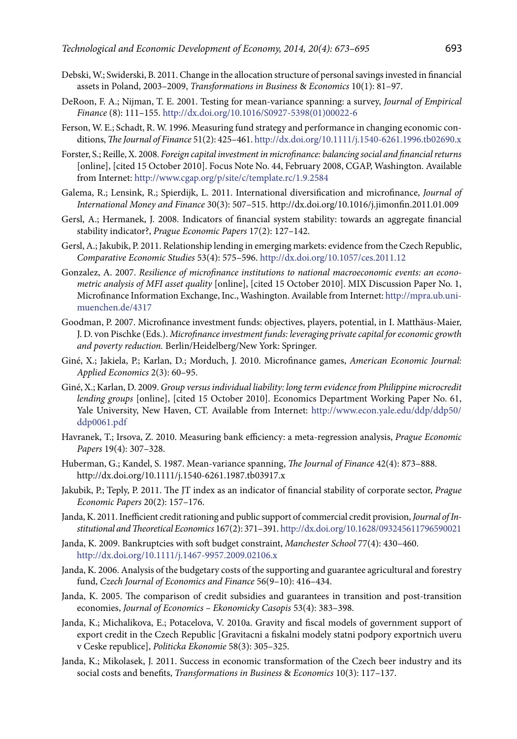Debski, W.; Swiderski, B. 2011. Change in the allocation structure of personal savings invested in financial assets in Poland, 2003–2009, *Transformations in Business & Economics* 10(1): 81–97.

DeRoon, F. A.; Nijman, T. E. 2001. Testing for mean-variance spanning: a survey, *Journal of Empirical Finance* (8): 111–155. http://dx.doi.org/10.1016/S0927-5398(01)00022-6

Ferson, W. E.; Schadt, R. W. 1996. Measuring fund strategy and performance in changing economic conditions, *The Journal of Finance* 51(2): 425–461. http://dx.doi.org/10.1111/j.1540-6261.1996.tb02690.x

Forster, S.; Reille, X. 2008. *Foreign capital investment in microfinance: balancing social and financial returns* [online], [cited 15 October 2010]. Focus Note No. 44, February 2008, CGAP, Washington. Available from Internet: http://www.cgap.org/p/site/c/template.rc/1.9.2584

Galema, R.; Lensink, R.; Spierdijk, L. 2011. International diversification and microfinance, *Journal of International Money and Finance* 30(3): 507–515. http://dx.doi.org/10.1016/j.jimonfin.2011.01.009

Gersl, A.; Hermanek, J. 2008. Indicators of financial system stability: towards an aggregate financial stability indicator?, *Prague Economic Papers* 17(2): 127–142.

Gersl, A.; Jakubik, P. 2011. Relationship lending in emerging markets: evidence from the Czech Republic, *Comparative Economic Studies* 53(4): 575–596. http://dx.doi.org/10.1057/ces.2011.12

Gonzalez, A. 2007. *Resilience of microfinance institutions to national macroeconomic events: an econometric analysis of MFI asset quality* [online], [cited 15 October 2010]. MIX Discussion Paper No. 1, Microfinance Information Exchange, Inc., Washington. Available from Internet: http://mpra.ub.uni-muenchen.de/4317

Goodman, P. 2007. Microfinance investment funds: objectives, players, potential, in I. Matthäus-Maier, J. D. von Pischke (Eds.). *Microfinance investment funds: leveraging private capital for economic growth and poverty reduction.* Berlin/Heidelberg/New York: Springer.

Giné, X.; Jakiela, P.; Karlan, D.; Morduch, J. 2010. Microfinance games, *American Economic Journal: Applied Economics* 2(3): 60–95.

Giné, X.; Karlan, D. 2009. *Group versus individual liability: long term evidence from Philippine microcredit lending groups* [online], [cited 15 October 2010]. Economics Department Working Paper No. 61, Yale University, New Haven, CT. Available from Internet: http://www.econ.yale.edu/ddp/ddp50/ddp0061.pdf

Havranek, T.; Irsova, Z. 2010. Measuring bank efficiency: a meta-regression analysis, *Prague Economic Papers* 19(4): 307–328.

Huberman, G.; Kandel, S. 1987. Mean-variance spanning, *The Journal of Finance* 42(4): 873–888. http://dx.doi.org/10.1111/j.1540-6261.1987.tb03917.x

Jakubik, P.; Teply, P. 2011. The JT index as an indicator of financial stability of corporate sector, *Prague Economic Papers* 20(2): 157–176.

Janda, K. 2011. Inefficient credit rationing and public support of commercial credit provision, *Journal of Institutional and Theoretical Economics* 167(2): 371–391. http://dx.doi.org/10.1628/093245611796590021

Janda, K. 2009. Bankruptcies with soft budget constraint, *Manchester School* 77(4): 430–460. http://dx.doi.org/10.1111/j.1467-9957.2009.02106.x

Janda, K. 2006. Analysis of the budgetary costs of the supporting and guarantee agricultural and forestry fund, *Czech Journal of Economics and Finance* 56(9–10): 416–434.

Janda, K. 2005. The comparison of credit subsidies and guarantees in transition and post-transition economies, *Journal of Economics – Ekonomicky Casopis* 53(4): 383–398.

Janda, K.; Michalikova, E.; Potacelova, V. 2010a. Gravity and fiscal models of government support of export credit in the Czech Republic [Gravitacni a fiskalni modely statni podpory exportnich uveru v Ceske republice], *Politicka Ekonomie* 58(3): 305–325.

Janda, K.; Mikolasek, J. 2011. Success in economic transformation of the Czech beer industry and its social costs and benefits, *Transformations in Business & Economics* 10(3): 117–137.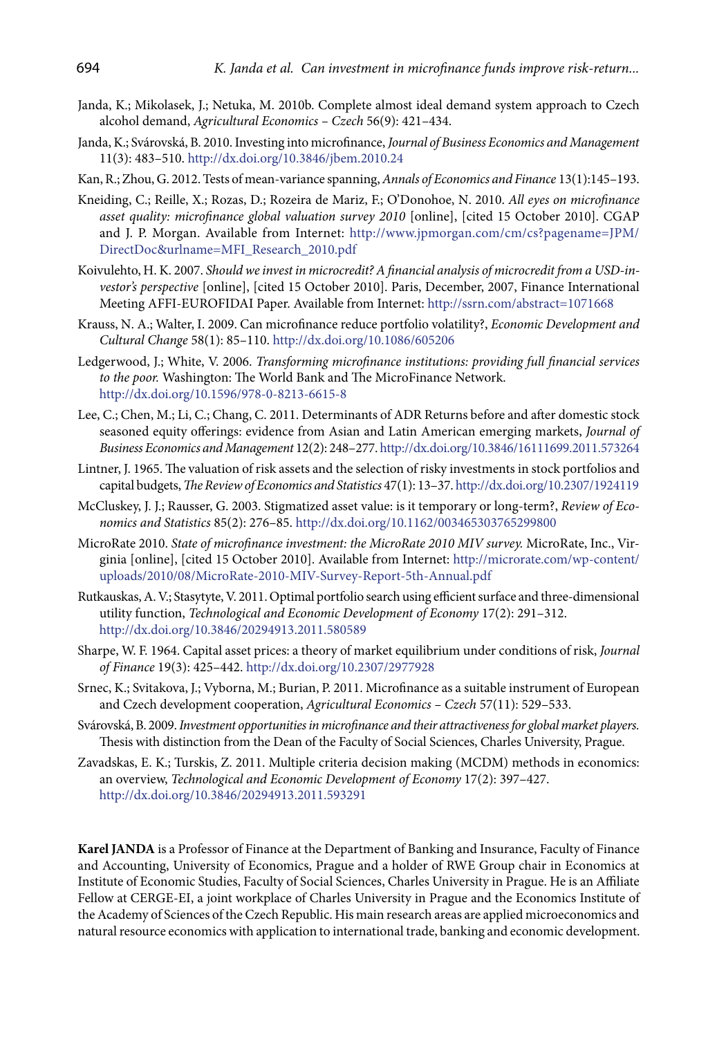Janda, K.; Mikolasek, J.; Netuka, M. 2010b. Complete almost ideal demand system approach to Czech alcohol demand, *Agricultural Economics – Czech* 56(9): 421–434.

Janda, K.; Svárovská, B. 2010. Investing into microfinance, *Journal of Business Economics and Management* 11(3): 483–510. http://dx.doi.org/10.3846/jbem.2010.24

Kan, R.; Zhou, G. 2012. Tests of mean-variance spanning, *Annals of Economics and Finance* 13(1):145–193.

Kneiding, C.; Reille, X.; Rozas, D.; Rozeira de Mariz, F.; O'Donohoe, N. 2010. *All eyes on microfinance asset quality: microfinance global valuation survey 2010* [online], [cited 15 October 2010]. CGAP and J. P. Morgan. Available from Internet: http://www.jpmorgan.com/cm/cs?pagename=JPM/DirectDoc&urlname=MFI_Research_2010.pdf

Koivulehto, H. K. 2007. *Should we invest in microcredit? A financial analysis of microcredit from a USD-investor's perspective* [online], [cited 15 October 2010]. Paris, December, 2007, Finance International Meeting AFFI-EUROFIDAI Paper. Available from Internet: http://ssrn.com/abstract=1071668

Krauss, N. A.; Walter, I. 2009. Can microfinance reduce portfolio volatility?, *Economic Development and Cultural Change* 58(1): 85–110. http://dx.doi.org/10.1086/605206

Ledgerwood, J.; White, V. 2006. *Transforming microfinance institutions: providing full financial services to the poor.* Washington: The World Bank and The MicroFinance Network. http://dx.doi.org/10.1596/978-0-8213-6615-8

Lee, C.; Chen, M.; Li, C.; Chang, C. 2011. Determinants of ADR Returns before and after domestic stock seasoned equity offerings: evidence from Asian and Latin American emerging markets, *Journal of Business Economics and Management* 12(2): 248–277. http://dx.doi.org/10.3846/16111699.2011.573264

Lintner, J. 1965. The valuation of risk assets and the selection of risky investments in stock portfolios and capital budgets, *The Review of Economics and Statistics* 47(1): 13–37. http://dx.doi.org/10.2307/1924119

McCluskey, J. J.; Rausser, G. 2003. Stigmatized asset value: is it temporary or long-term?, *Review of Economics and Statistics* 85(2): 276–85. http://dx.doi.org/10.1162/003465303765299800

MicroRate 2010. *State of microfinance investment: the MicroRate 2010 MIV survey.* MicroRate, Inc., Virginia [online], [cited 15 October 2010]. Available from Internet: http://microrate.com/wp-content/uploads/2010/08/MicroRate-2010-MIV-Survey-Report-5th-Annual.pdf

Rutkauskas, A. V.; Stasytyte, V. 2011. Optimal portfolio search using efficient surface and three-dimensional utility function, *Technological and Economic Development of Economy* 17(2): 291–312. http://dx.doi.org/10.3846/20294913.2011.580589

Sharpe, W. F. 1964. Capital asset prices: a theory of market equilibrium under conditions of risk, *Journal of Finance* 19(3): 425–442. http://dx.doi.org/10.2307/2977928

Srnec, K.; Svitakova, J.; Vyborna, M.; Burian, P. 2011. Microfinance as a suitable instrument of European and Czech development cooperation, *Agricultural Economics – Czech* 57(11): 529–533.

Svárovská, B. 2009. *Investment opportunities in microfinance and their attractiveness for global market players.* Thesis with distinction from the Dean of the Faculty of Social Sciences, Charles University, Prague.

Zavadskas, E. K.; Turskis, Z. 2011. Multiple criteria decision making (MCDM) methods in economics: an overview, *Technological and Economic Development of Economy* 17(2): 397–427. http://dx.doi.org/10.3846/20294913.2011.593291

**Karel JANDA** is a Professor of Finance at the Department of Banking and Insurance, Faculty of Finance and Accounting, University of Economics, Prague and a holder of RWE Group chair in Economics at Institute of Economic Studies, Faculty of Social Sciences, Charles University in Prague. He is an Affiliate Fellow at CERGE-EI, a joint workplace of Charles University in Prague and the Economics Institute of the Academy of Sciences of the Czech Republic. His main research areas are applied microeconomics and natural resource economics with application to international trade, banking and economic development.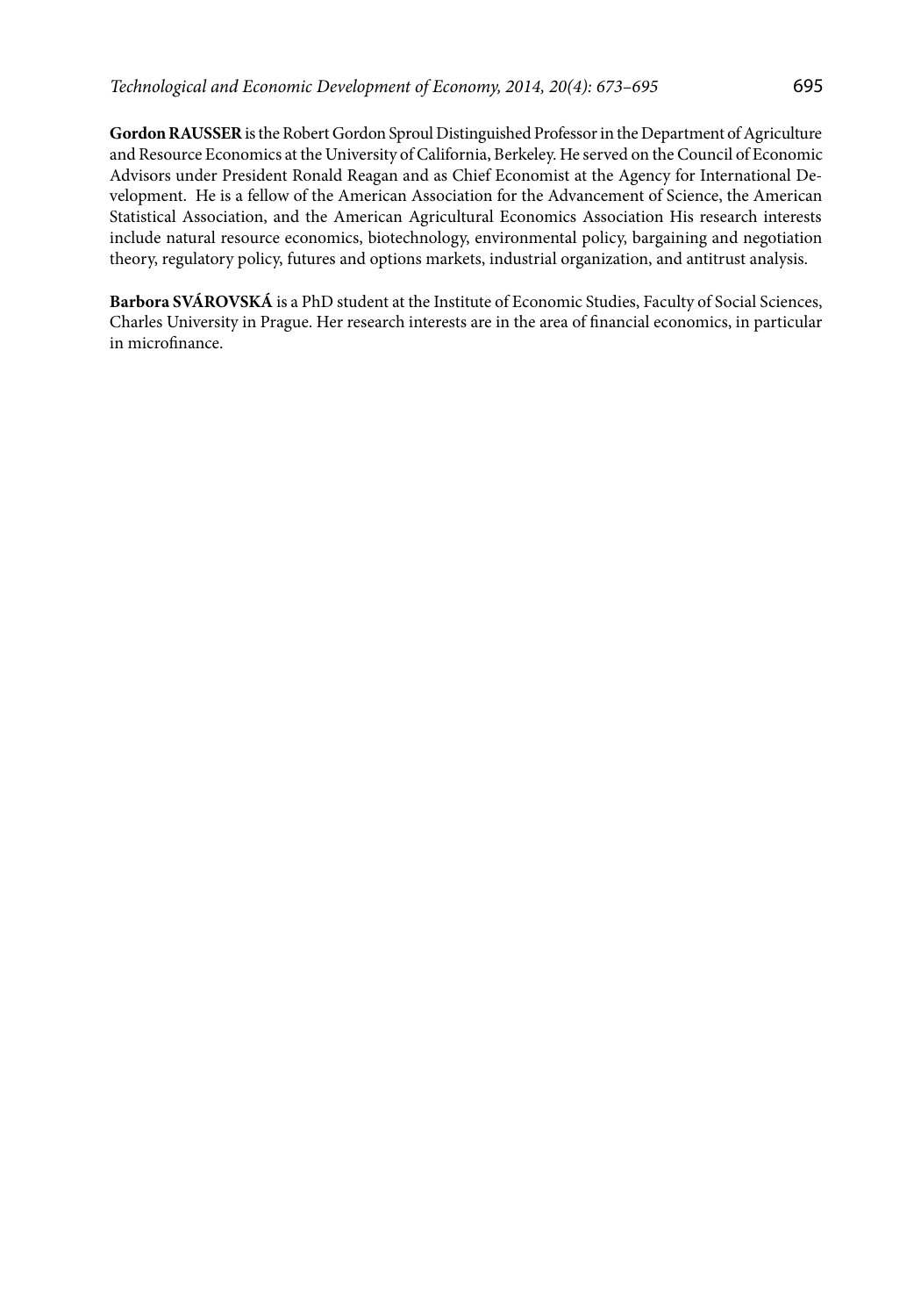**Gordon RAUSSER** is the Robert Gordon Sproul Distinguished Professor in the Department of Agriculture and Resource Economics at the University of California, Berkeley. He served on the Council of Economic Advisors under President Ronald Reagan and as Chief Economist at the Agency for International Development. He is a fellow of the American Association for the Advancement of Science, the American Statistical Association, and the American Agricultural Economics Association His research interests include natural resource economics, biotechnology, environmental policy, bargaining and negotiation theory, regulatory policy, futures and options markets, industrial organization, and antitrust analysis.

**Barbora SVÁROVSKÁ** is a PhD student at the Institute of Economic Studies, Faculty of Social Sciences, Charles University in Prague. Her research interests are in the area of financial economics, in particular in microfinance.